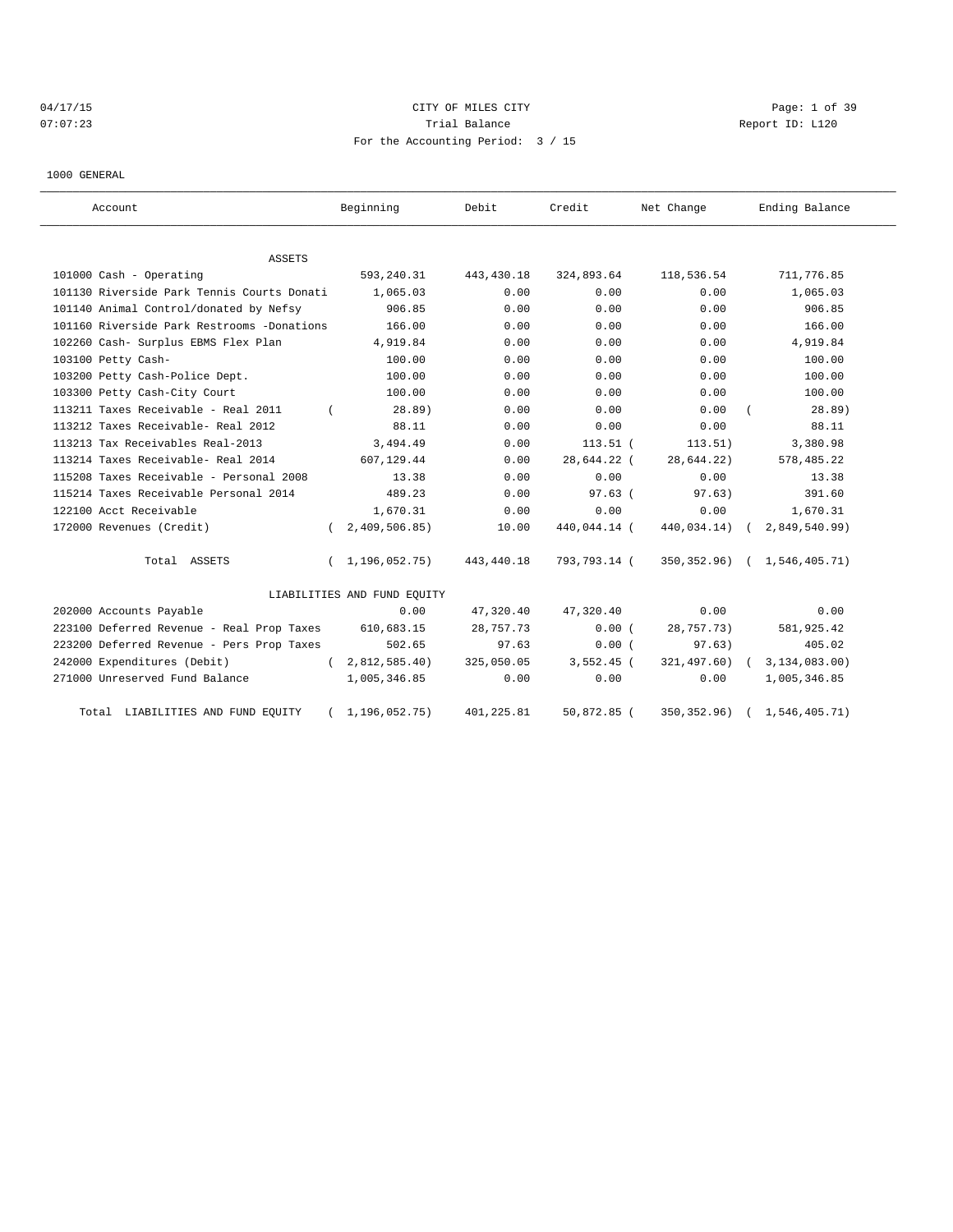04/17/15 CITY OF MILES CITY
07:07:23 Trial Balance Report ID: L120
For the Accounting Period: 3 / 15

1000 GENERAL

| Account | Beginning | Debit | Credit | Net Change | Ending Balance |
|---|---|---|---|---|---|
| ASSETS | | | | | |
| 101000 Cash - Operating | 593,240.31 | 443,430.18 | 324,893.64 | 118,536.54 | 711,776.85 |
| 101130 Riverside Park Tennis Courts Donati | 1,065.03 | 0.00 | 0.00 | 0.00 | 1,065.03 |
| 101140 Animal Control/donated by Nefsy | 906.85 | 0.00 | 0.00 | 0.00 | 906.85 |
| 101160 Riverside Park Restrooms -Donations | 166.00 | 0.00 | 0.00 | 0.00 | 166.00 |
| 102260 Cash- Surplus EBMS Flex Plan | 4,919.84 | 0.00 | 0.00 | 0.00 | 4,919.84 |
| 103100 Petty Cash- | 100.00 | 0.00 | 0.00 | 0.00 | 100.00 |
| 103200 Petty Cash-Police Dept. | 100.00 | 0.00 | 0.00 | 0.00 | 100.00 |
| 103300 Petty Cash-City Court | 100.00 | 0.00 | 0.00 | 0.00 | 100.00 |
| 113211 Taxes Receivable - Real 2011 | ( 28.89) | 0.00 | 0.00 | 0.00 | ( 28.89) |
| 113212 Taxes Receivable- Real 2012 | 88.11 | 0.00 | 0.00 | 0.00 | 88.11 |
| 113213 Tax Receivables Real-2013 | 3,494.49 | 0.00 | 113.51 | ( 113.51) | 3,380.98 |
| 113214 Taxes Receivable- Real 2014 | 607,129.44 | 0.00 | 28,644.22 | ( 28,644.22) | 578,485.22 |
| 115208 Taxes Receivable - Personal 2008 | 13.38 | 0.00 | 0.00 | 0.00 | 13.38 |
| 115214 Taxes Receivable Personal 2014 | 489.23 | 0.00 | 97.63 | ( 97.63) | 391.60 |
| 122100 Acct Receivable | 1,670.31 | 0.00 | 0.00 | 0.00 | 1,670.31 |
| 172000 Revenues (Credit) | ( 2,409,506.85) | 10.00 | 440,044.14 | ( 440,034.14) | ( 2,849,540.99) |
| Total ASSETS | ( 1,196,052.75) | 443,440.18 | 793,793.14 | ( 350,352.96) | ( 1,546,405.71) |
| LIABILITIES AND FUND EQUITY | | | | | |
| 202000 Accounts Payable | 0.00 | 47,320.40 | 47,320.40 | 0.00 | 0.00 |
| 223100 Deferred Revenue - Real Prop Taxes | 610,683.15 | 28,757.73 | 0.00 | ( 28,757.73) | 581,925.42 |
| 223200 Deferred Revenue - Pers Prop Taxes | 502.65 | 97.63 | 0.00 | ( 97.63) | 405.02 |
| 242000 Expenditures (Debit) | ( 2,812,585.40) | 325,050.05 | 3,552.45 | ( 321,497.60) | ( 3,134,083.00) |
| 271000 Unreserved Fund Balance | 1,005,346.85 | 0.00 | 0.00 | 0.00 | 1,005,346.85 |
| Total LIABILITIES AND FUND EQUITY | ( 1,196,052.75) | 401,225.81 | 50,872.85 | ( 350,352.96) | ( 1,546,405.71) |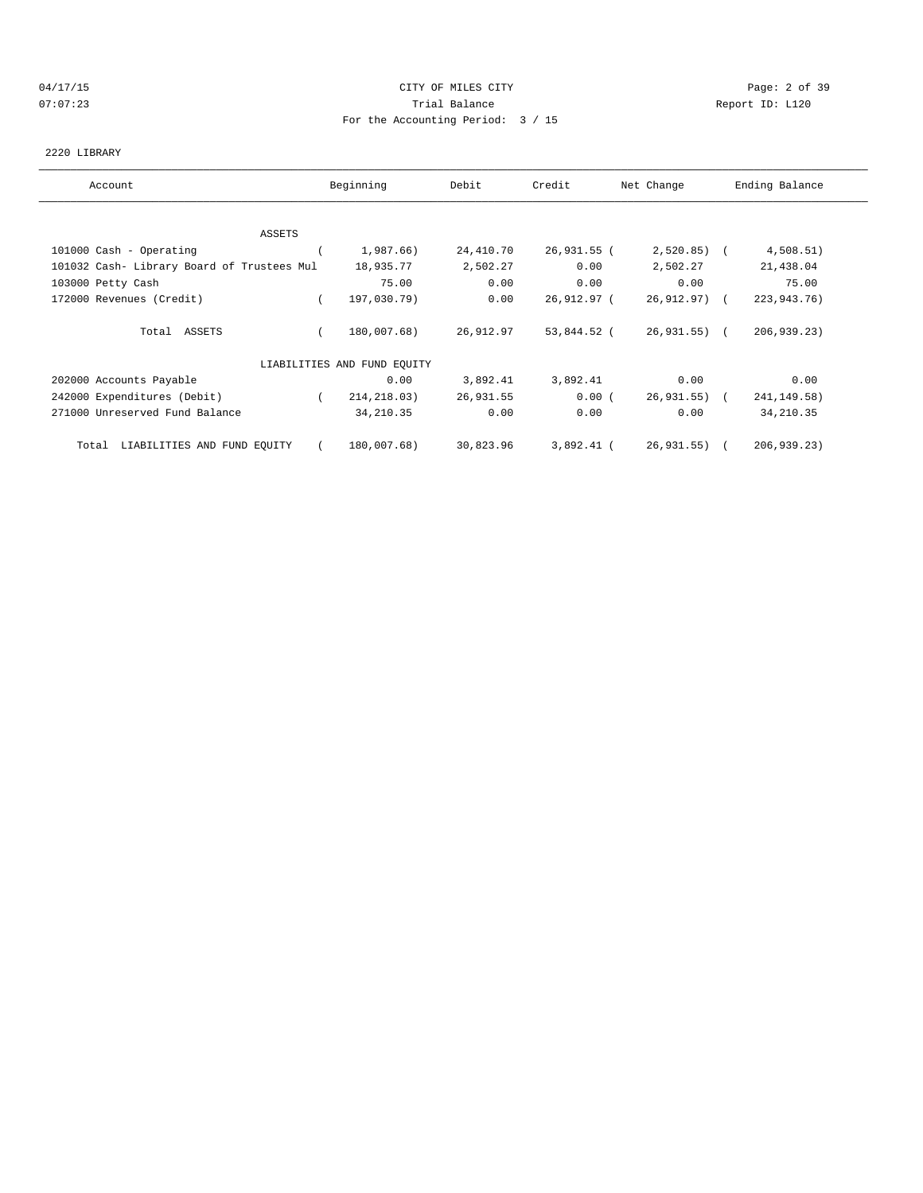CITY OF MILES CITY

Trial Balance

For the Accounting Period: 3 / 15

04/17/15 07:07:23 Report ID: L120

2220 LIBRARY

| Account | Beginning | Debit | Credit | Net Change | Ending Balance |
|---|---|---|---|---|---|
| ASSETS | | | | | |
| 101000 Cash - Operating | ( 1,987.66) | 24,410.70 | 26,931.55 | ( 2,520.85) | ( 4,508.51) |
| 101032 Cash- Library Board of Trustees Mul | 18,935.77 | 2,502.27 | 0.00 | 2,502.27 | 21,438.04 |
| 103000 Petty Cash | 75.00 | 0.00 | 0.00 | 0.00 | 75.00 |
| 172000 Revenues (Credit) | ( 197,030.79) | 0.00 | 26,912.97 | ( 26,912.97) | ( 223,943.76) |
| Total ASSETS | ( 180,007.68) | 26,912.97 | 53,844.52 | ( 26,931.55) | ( 206,939.23) |
| LIABILITIES AND FUND EQUITY | | | | | |
| 202000 Accounts Payable | 0.00 | 3,892.41 | 3,892.41 | 0.00 | 0.00 |
| 242000 Expenditures (Debit) | ( 214,218.03) | 26,931.55 | 0.00 | ( 26,931.55) | ( 241,149.58) |
| 271000 Unreserved Fund Balance | 34,210.35 | 0.00 | 0.00 | 0.00 | 34,210.35 |
| Total LIABILITIES AND FUND EQUITY | ( 180,007.68) | 30,823.96 | 3,892.41 | ( 26,931.55) | ( 206,939.23) |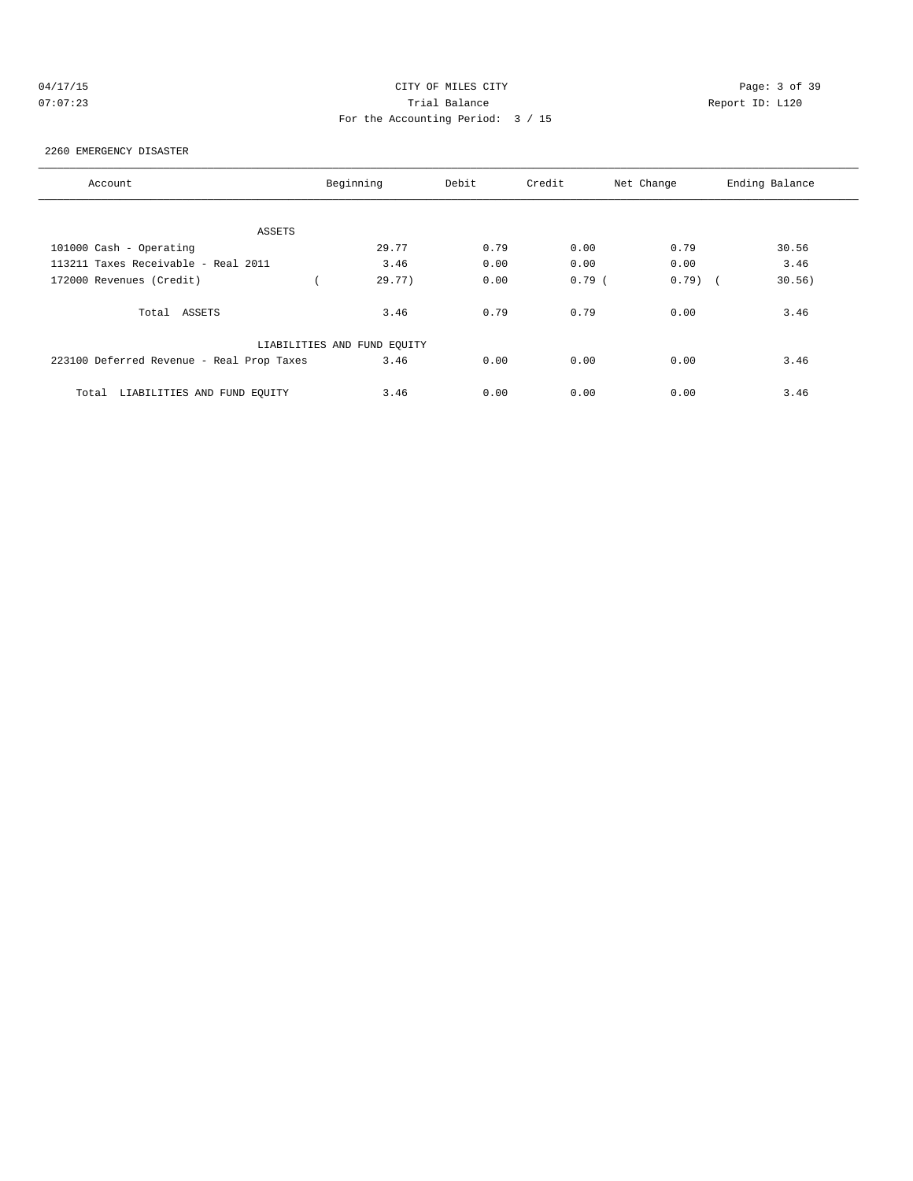CITY OF MILES CITY
Trial Balance
For the Accounting Period: 3 / 15

04/17/15
07:07:23
Report ID: L120

2260 EMERGENCY DISASTER

| Account | Beginning | Debit | Credit | Net Change | Ending Balance |
|---|---|---|---|---|---|
| ASSETS | | | | | |
| 101000 Cash - Operating | 29.77 | 0.79 | 0.00 | 0.79 | 30.56 |
| 113211 Taxes Receivable - Real 2011 | 3.46 | 0.00 | 0.00 | 0.00 | 3.46 |
| 172000 Revenues (Credit) | ( 29.77) | 0.00 | 0.79 | ( 0.79) | ( 30.56) |
| Total ASSETS | 3.46 | 0.79 | 0.79 | 0.00 | 3.46 |
| LIABILITIES AND FUND EQUITY | | | | | |
| 223100 Deferred Revenue - Real Prop Taxes | 3.46 | 0.00 | 0.00 | 0.00 | 3.46 |
| Total LIABILITIES AND FUND EQUITY | 3.46 | 0.00 | 0.00 | 0.00 | 3.46 |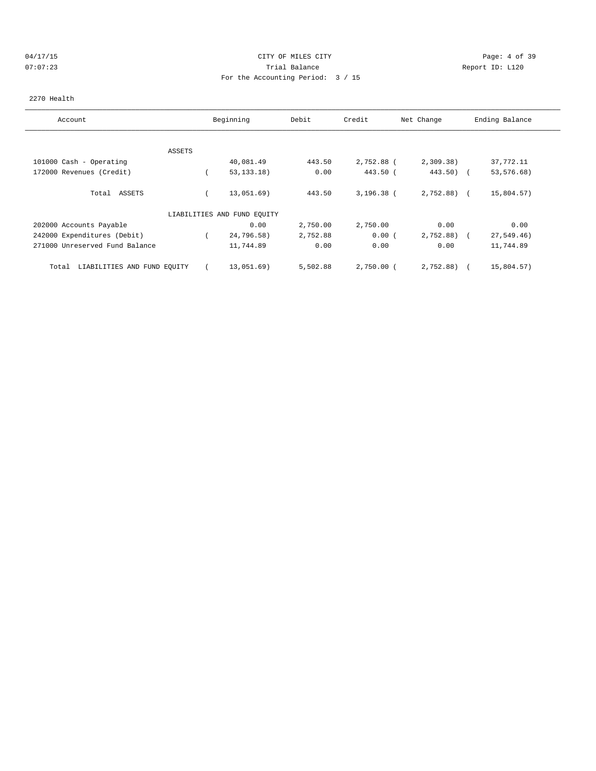CITY OF MILES CITY

Trial Balance

For the Accounting Period: 3 / 15

2270 Health

| Account | Beginning | Debit | Credit | Net Change | Ending Balance |
|---|---|---|---|---|---|
| ASSETS | | | | | |
| 101000 Cash - Operating | 40,081.49 | 443.50 | 2,752.88 | (2,309.38) | 37,772.11 |
| 172000 Revenues (Credit) | (53,133.18) | 0.00 | 443.50 | (443.50) | (53,576.68) |
| Total ASSETS | (13,051.69) | 443.50 | 3,196.38 | (2,752.88) | (15,804.57) |
| LIABILITIES AND FUND EQUITY | | | | | |
| 202000 Accounts Payable | 0.00 | 2,750.00 | 2,750.00 | 0.00 | 0.00 |
| 242000 Expenditures (Debit) | (24,796.58) | 2,752.88 | 0.00 | (2,752.88) | (27,549.46) |
| 271000 Unreserved Fund Balance | 11,744.89 | 0.00 | 0.00 | 0.00 | 11,744.89 |
| Total LIABILITIES AND FUND EQUITY | (13,051.69) | 5,502.88 | 2,750.00 | (2,752.88) | (15,804.57) |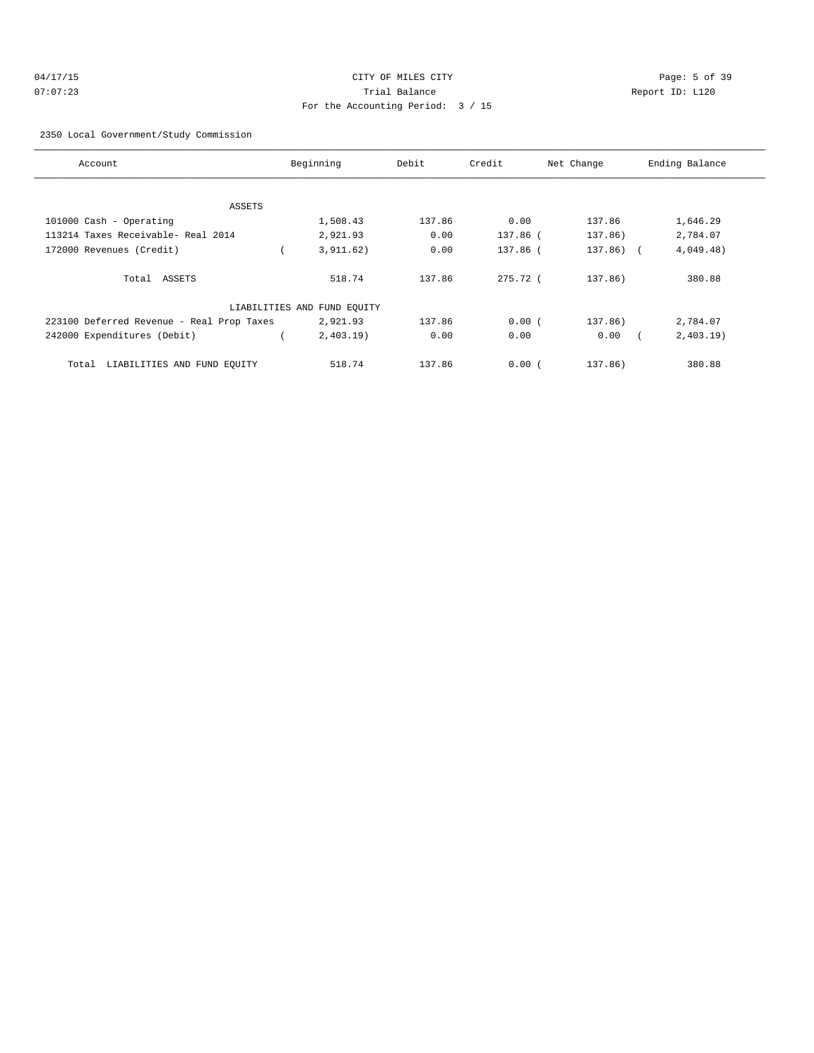CITY OF MILES CITY
Trial Balance
For the Accounting Period: 3 / 15

04/17/15
07:07:23

Report ID: L120

2350 Local Government/Study Commission

| Account | Beginning | Debit | Credit | Net Change | Ending Balance |
|---|---|---|---|---|---|
| ASSETS | | | | | |
| 101000 Cash - Operating | 1,508.43 | 137.86 | 0.00 | 137.86 | 1,646.29 |
| 113214 Taxes Receivable- Real 2014 | 2,921.93 | 0.00 | 137.86 | ( 137.86) | 2,784.07 |
| 172000 Revenues (Credit) | ( 3,911.62) | 0.00 | 137.86 | ( 137.86) | ( 4,049.48) |
| Total ASSETS | 518.74 | 137.86 | 275.72 | ( 137.86) | 380.88 |
| LIABILITIES AND FUND EQUITY | | | | | |
| 223100 Deferred Revenue - Real Prop Taxes | 2,921.93 | 137.86 | 0.00 | ( 137.86) | 2,784.07 |
| 242000 Expenditures (Debit) | ( 2,403.19) | 0.00 | 0.00 | 0.00 | ( 2,403.19) |
| Total LIABILITIES AND FUND EQUITY | 518.74 | 137.86 | 0.00 | ( 137.86) | 380.88 |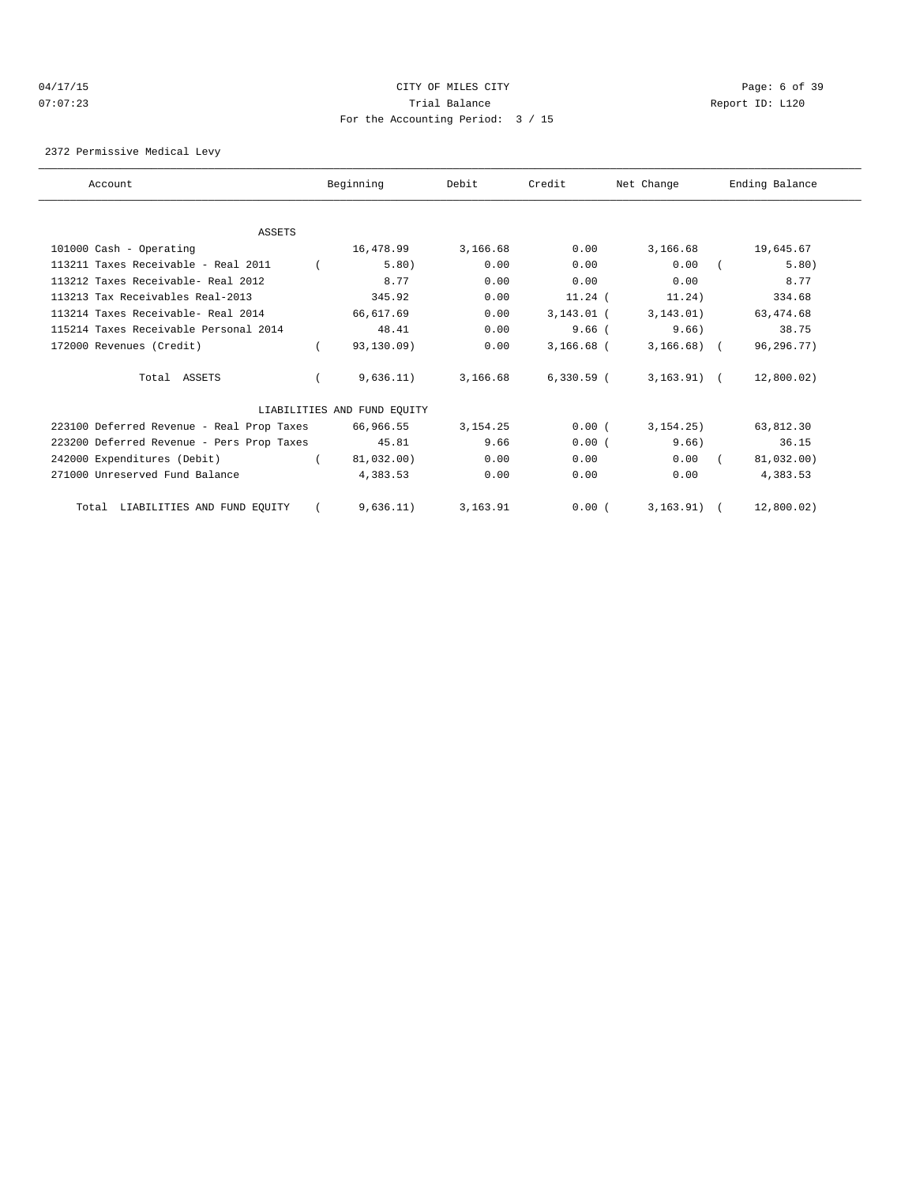CITY OF MILES CITY
Trial Balance
For the Accounting Period: 3 / 15

04/17/15
07:07:23

Report ID: L120

2372 Permissive Medical Levy

| Account | Beginning | Debit | Credit | Net Change | Ending Balance |
|---|---|---|---|---|---|
| **ASSETS** | | | | | |
| 101000 Cash - Operating | 16,478.99 | 3,166.68 | 0.00 | 3,166.68 | 19,645.67 |
| 113211 Taxes Receivable - Real 2011 | ( 5.80) | 0.00 | 0.00 | 0.00 | ( 5.80) |
| 113212 Taxes Receivable- Real 2012 | 8.77 | 0.00 | 0.00 | 0.00 | 8.77 |
| 113213 Tax Receivables Real-2013 | 345.92 | 0.00 | 11.24 | ( 11.24) | 334.68 |
| 113214 Taxes Receivable- Real 2014 | 66,617.69 | 0.00 | 3,143.01 | ( 3,143.01) | 63,474.68 |
| 115214 Taxes Receivable Personal 2014 | 48.41 | 0.00 | 9.66 | ( 9.66) | 38.75 |
| 172000 Revenues (Credit) | ( 93,130.09) | 0.00 | 3,166.68 | ( 3,166.68) | ( 96,296.77) |
| Total ASSETS | ( 9,636.11) | 3,166.68 | 6,330.59 | ( 3,163.91) | ( 12,800.02) |
| **LIABILITIES AND FUND EQUITY** | | | | | |
| 223100 Deferred Revenue - Real Prop Taxes | 66,966.55 | 3,154.25 | 0.00 | ( 3,154.25) | 63,812.30 |
| 223200 Deferred Revenue - Pers Prop Taxes | 45.81 | 9.66 | 0.00 | ( 9.66) | 36.15 |
| 242000 Expenditures (Debit) | ( 81,032.00) | 0.00 | 0.00 | 0.00 | ( 81,032.00) |
| 271000 Unreserved Fund Balance | 4,383.53 | 0.00 | 0.00 | 0.00 | 4,383.53 |
| Total LIABILITIES AND FUND EQUITY | ( 9,636.11) | 3,163.91 | 0.00 | ( 3,163.91) | ( 12,800.02) |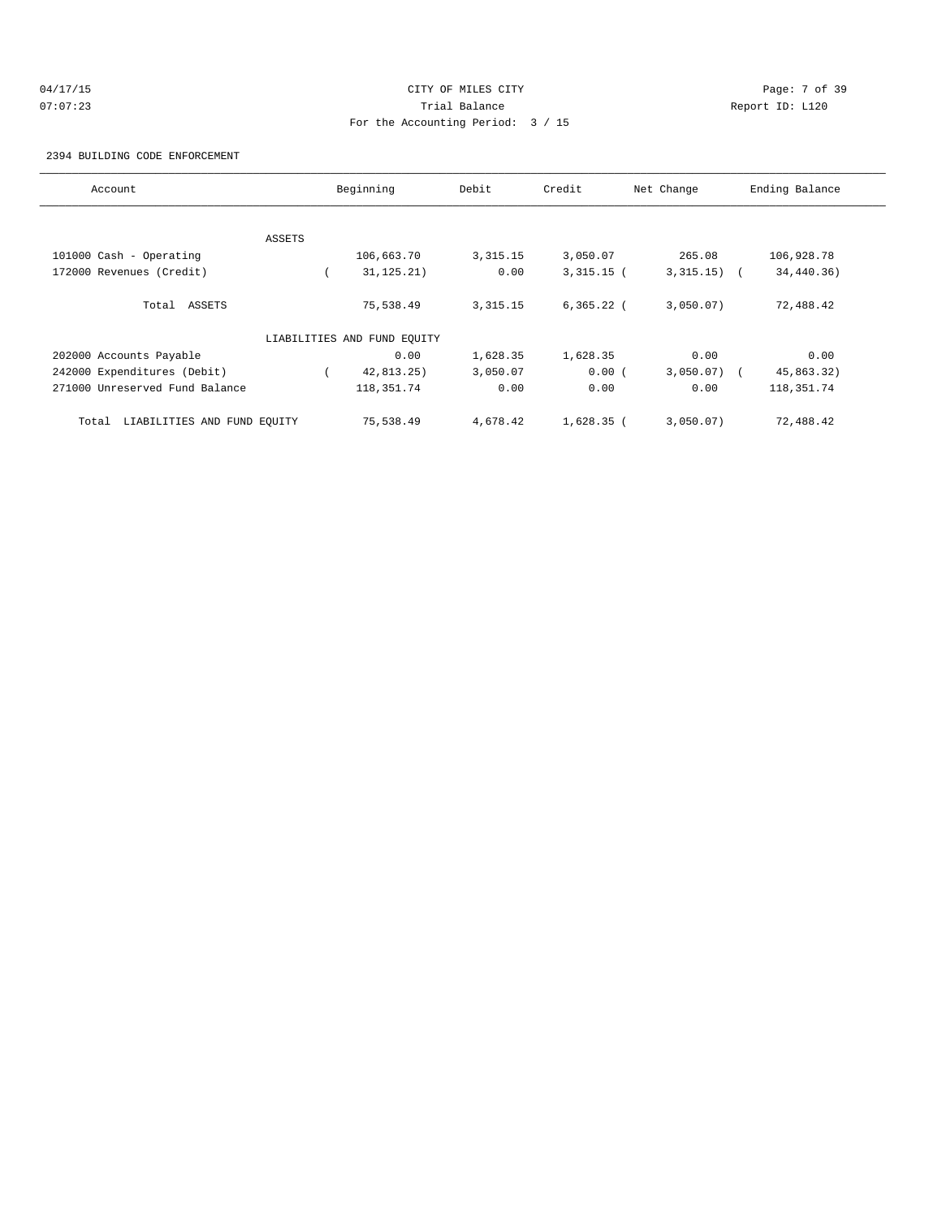CITY OF MILES CITY
Trial Balance
For the Accounting Period: 3 / 15

04/17/15
07:07:23

Report ID: L120

2394 BUILDING CODE ENFORCEMENT

| Account | Beginning | Debit | Credit | Net Change | Ending Balance |
|---|---|---|---|---|---|
| ASSETS | | | | | |
| 101000 Cash - Operating | 106,663.70 | 3,315.15 | 3,050.07 | 265.08 | 106,928.78 |
| 172000 Revenues (Credit) | ( 31,125.21) | 0.00 | 3,315.15 | ( 3,315.15) | ( 34,440.36) |
| Total ASSETS | 75,538.49 | 3,315.15 | 6,365.22 | ( 3,050.07) | 72,488.42 |
| LIABILITIES AND FUND EQUITY | | | | | |
| 202000 Accounts Payable | 0.00 | 1,628.35 | 1,628.35 | 0.00 | 0.00 |
| 242000 Expenditures (Debit) | ( 42,813.25) | 3,050.07 | 0.00 | ( 3,050.07) | ( 45,863.32) |
| 271000 Unreserved Fund Balance | 118,351.74 | 0.00 | 0.00 | 0.00 | 118,351.74 |
| Total LIABILITIES AND FUND EQUITY | 75,538.49 | 4,678.42 | 1,628.35 | ( 3,050.07) | 72,488.42 |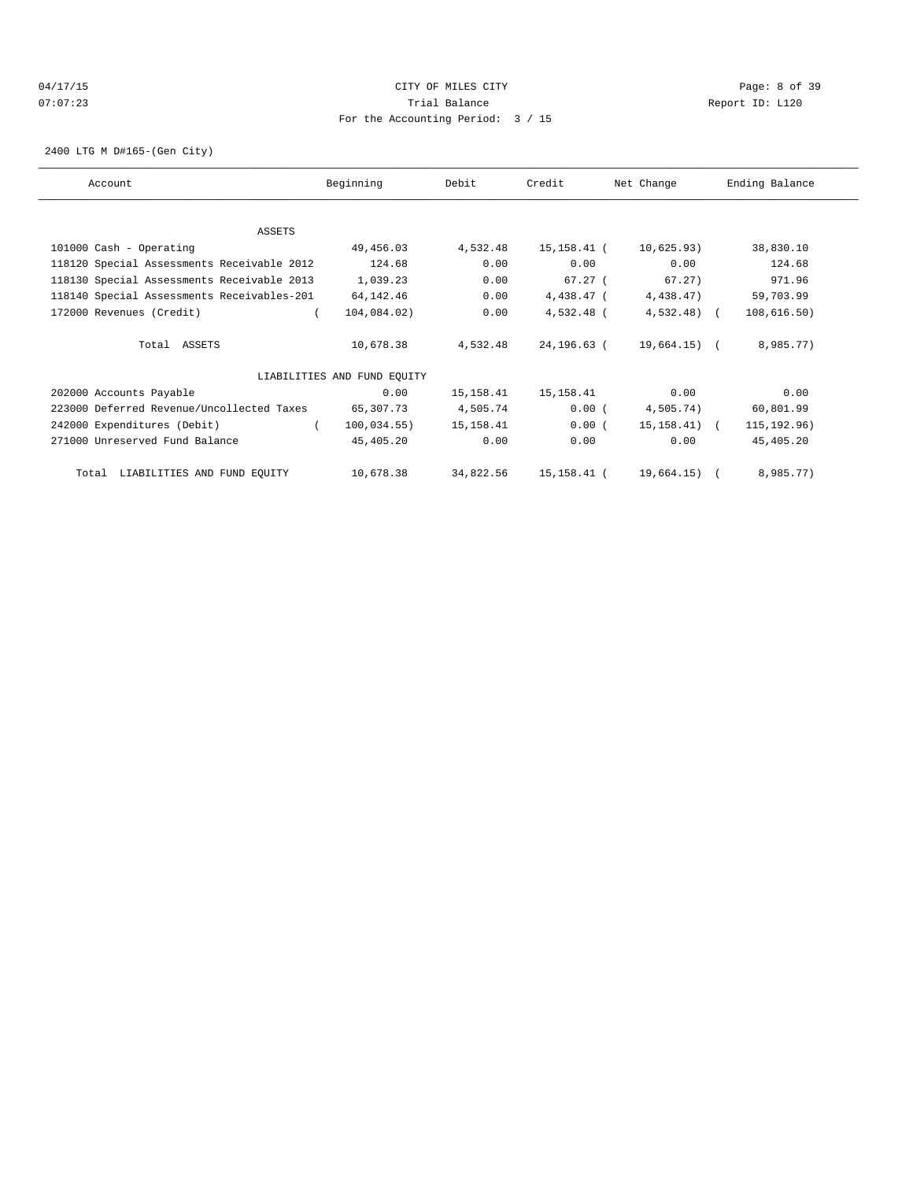CITY OF MILES CITY

Trial Balance

For the Accounting Period: 3 / 15

04/17/15 07:07:23 — Report ID: L120

2400 LTG M D#165-(Gen City)

| Account | Beginning | Debit | Credit | Net Change | Ending Balance |
|---|---|---|---|---|---|
| **ASSETS** | | | | | |
| 101000 Cash - Operating | 49,456.03 | 4,532.48 | 15,158.41 | (10,625.93) | 38,830.10 |
| 118120 Special Assessments Receivable 2012 | 124.68 | 0.00 | 0.00 | 0.00 | 124.68 |
| 118130 Special Assessments Receivable 2013 | 1,039.23 | 0.00 | 67.27 | (67.27) | 971.96 |
| 118140 Special Assessments Receivables-201 | 64,142.46 | 0.00 | 4,438.47 | (4,438.47) | 59,703.99 |
| 172000 Revenues (Credit) | (104,084.02) | 0.00 | 4,532.48 | (4,532.48) | (108,616.50) |
| Total ASSETS | 10,678.38 | 4,532.48 | 24,196.63 | (19,664.15) | (8,985.77) |
| **LIABILITIES AND FUND EQUITY** | | | | | |
| 202000 Accounts Payable | 0.00 | 15,158.41 | 15,158.41 | 0.00 | 0.00 |
| 223000 Deferred Revenue/Uncollected Taxes | 65,307.73 | 4,505.74 | 0.00 | (4,505.74) | 60,801.99 |
| 242000 Expenditures (Debit) | (100,034.55) | 15,158.41 | 0.00 | (15,158.41) | (115,192.96) |
| 271000 Unreserved Fund Balance | 45,405.20 | 0.00 | 0.00 | 0.00 | 45,405.20 |
| Total LIABILITIES AND FUND EQUITY | 10,678.38 | 34,822.56 | 15,158.41 | (19,664.15) | (8,985.77) |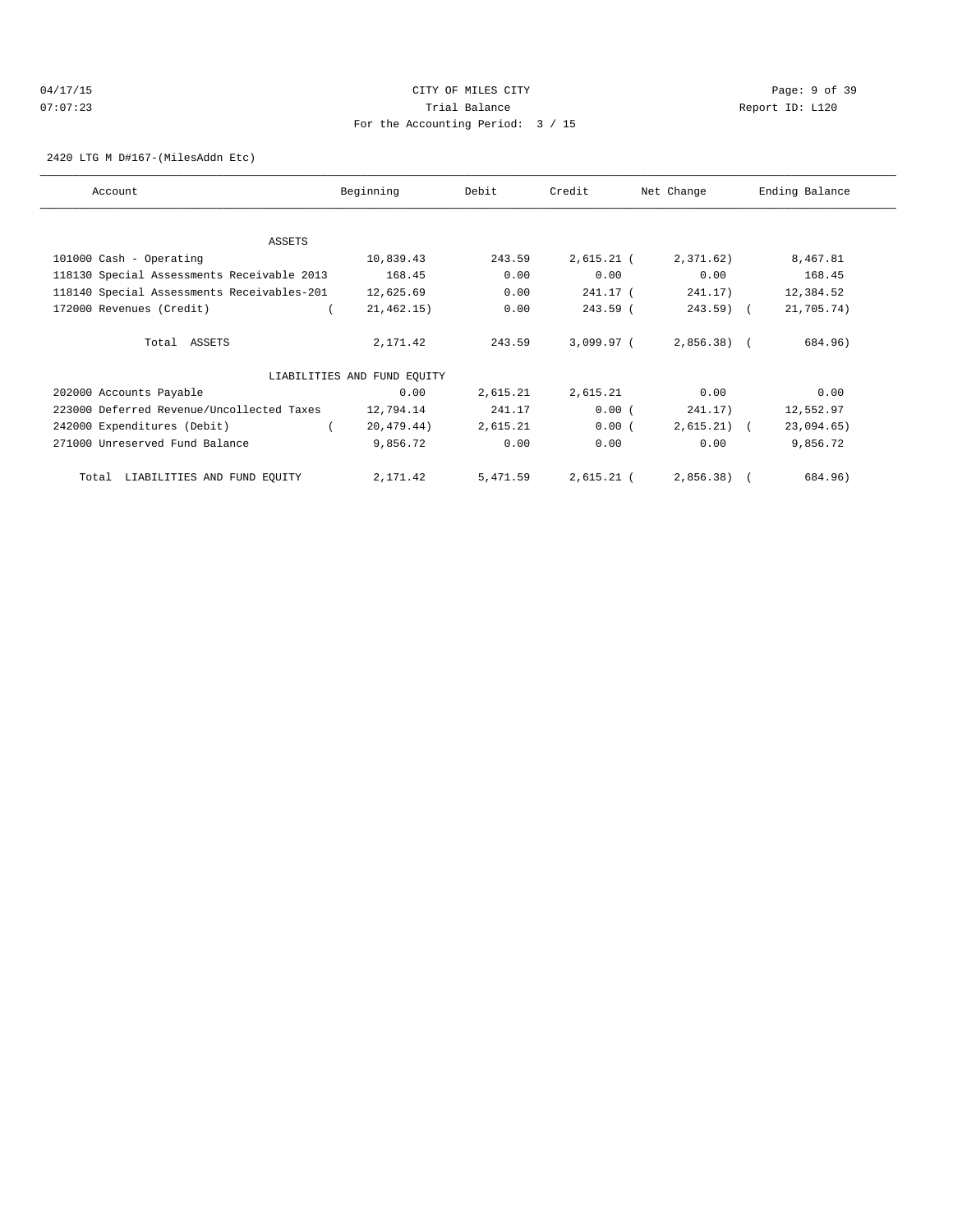CITY OF MILES CITY
Trial Balance
For the Accounting Period: 3 / 15

04/17/15
07:07:23

Report ID: L120

2420 LTG M D#167-(MilesAddn Etc)

| Account | Beginning | Debit | Credit | Net Change | Ending Balance |
|---|---|---|---|---|---|
| ASSETS | | | | | |
| 101000 Cash - Operating | 10,839.43 | 243.59 | 2,615.21 | ( 2,371.62) | 8,467.81 |
| 118130 Special Assessments Receivable 2013 | 168.45 | 0.00 | 0.00 | 0.00 | 168.45 |
| 118140 Special Assessments Receivables-201 | 12,625.69 | 0.00 | 241.17 | ( 241.17) | 12,384.52 |
| 172000 Revenues (Credit) | ( 21,462.15) | 0.00 | 243.59 | ( 243.59) | ( 21,705.74) |
| Total ASSETS | 2,171.42 | 243.59 | 3,099.97 | ( 2,856.38) | ( 684.96) |
| LIABILITIES AND FUND EQUITY | | | | | |
| 202000 Accounts Payable | 0.00 | 2,615.21 | 2,615.21 | 0.00 | 0.00 |
| 223000 Deferred Revenue/Uncollected Taxes | 12,794.14 | 241.17 | 0.00 | ( 241.17) | 12,552.97 |
| 242000 Expenditures (Debit) | ( 20,479.44) | 2,615.21 | 0.00 | ( 2,615.21) | ( 23,094.65) |
| 271000 Unreserved Fund Balance | 9,856.72 | 0.00 | 0.00 | 0.00 | 9,856.72 |
| Total LIABILITIES AND FUND EQUITY | 2,171.42 | 5,471.59 | 2,615.21 | ( 2,856.38) | ( 684.96) |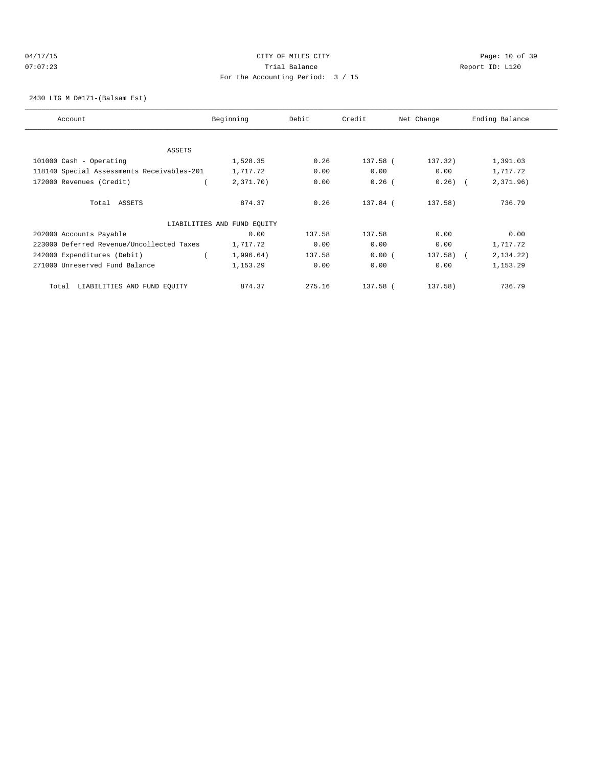CITY OF MILES CITY
Trial Balance
For the Accounting Period: 3 / 15

04/17/15 07:07:23 — Report ID: L120

2430 LTG M D#171-(Balsam Est)

| Account | Beginning | Debit | Credit | Net Change | Ending Balance |
|---|---|---|---|---|---|
| **ASSETS** | | | | | |
| 101000 Cash - Operating | 1,528.35 | 0.26 | 137.58 | (137.32) | 1,391.03 |
| 118140 Special Assessments Receivables-201 | 1,717.72 | 0.00 | 0.00 | 0.00 | 1,717.72 |
| 172000 Revenues (Credit) | (2,371.70) | 0.00 | 0.26 | (0.26) | (2,371.96) |
| Total ASSETS | 874.37 | 0.26 | 137.84 | (137.58) | 736.79 |
| **LIABILITIES AND FUND EQUITY** | | | | | |
| 202000 Accounts Payable | 0.00 | 137.58 | 137.58 | 0.00 | 0.00 |
| 223000 Deferred Revenue/Uncollected Taxes | 1,717.72 | 0.00 | 0.00 | 0.00 | 1,717.72 |
| 242000 Expenditures (Debit) | (1,996.64) | 137.58 | 0.00 | (137.58) | (2,134.22) |
| 271000 Unreserved Fund Balance | 1,153.29 | 0.00 | 0.00 | 0.00 | 1,153.29 |
| Total LIABILITIES AND FUND EQUITY | 874.37 | 275.16 | 137.58 | (137.58) | 736.79 |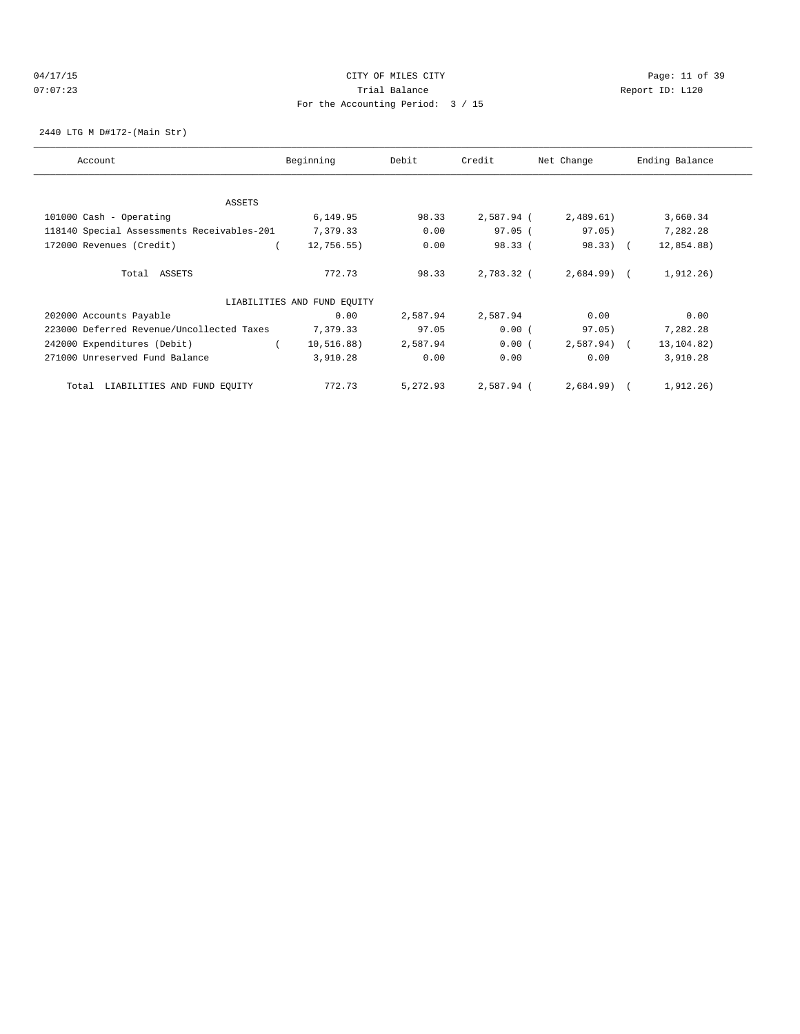04/17/15 CITY OF MILES CITY
07:07:23 Trial Balance Report ID: L120
For the Accounting Period: 3 / 15

2440 LTG M D#172-(Main Str)

| Account | Beginning | Debit | Credit | Net Change | Ending Balance |
|---|---|---|---|---|---|
| ASSETS | | | | | |
| 101000 Cash - Operating | 6,149.95 | 98.33 | 2,587.94 | ( 2,489.61) | 3,660.34 |
| 118140 Special Assessments Receivables-201 | 7,379.33 | 0.00 | 97.05 | ( 97.05) | 7,282.28 |
| 172000 Revenues (Credit) | ( 12,756.55) | 0.00 | 98.33 | ( 98.33) | ( 12,854.88) |
| Total ASSETS | 772.73 | 98.33 | 2,783.32 | ( 2,684.99) | ( 1,912.26) |
| LIABILITIES AND FUND EQUITY | | | | | |
| 202000 Accounts Payable | 0.00 | 2,587.94 | 2,587.94 | 0.00 | 0.00 |
| 223000 Deferred Revenue/Uncollected Taxes | 7,379.33 | 97.05 | 0.00 | ( 97.05) | 7,282.28 |
| 242000 Expenditures (Debit) | ( 10,516.88) | 2,587.94 | 0.00 | ( 2,587.94) | ( 13,104.82) |
| 271000 Unreserved Fund Balance | 3,910.28 | 0.00 | 0.00 | 0.00 | 3,910.28 |
| Total LIABILITIES AND FUND EQUITY | 772.73 | 5,272.93 | 2,587.94 | ( 2,684.99) | ( 1,912.26) |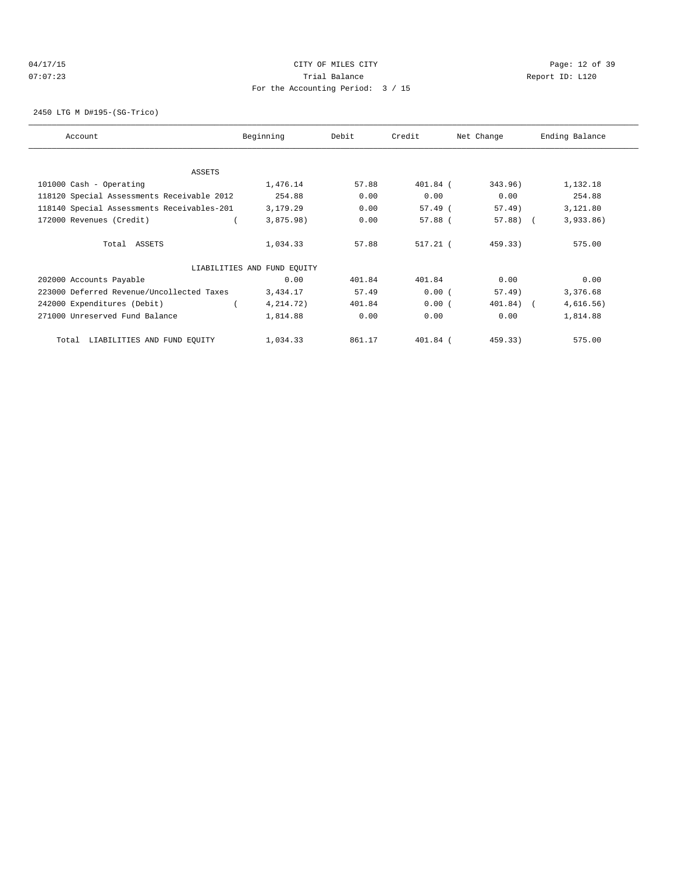CITY OF MILES CITY

Trial Balance

For the Accounting Period: 3 / 15

04/17/15 07:07:23 Report ID: L120

2450 LTG M D#195-(SG-Trico)

| Account | Beginning | Debit | Credit | Net Change | Ending Balance |
|---|---|---|---|---|---|
| ASSETS | | | | | |
| 101000 Cash - Operating | 1,476.14 | 57.88 | 401.84 | (343.96) | 1,132.18 |
| 118120 Special Assessments Receivable 2012 | 254.88 | 0.00 | 0.00 | 0.00 | 254.88 |
| 118140 Special Assessments Receivables-201 | 3,179.29 | 0.00 | 57.49 | (57.49) | 3,121.80 |
| 172000 Revenues (Credit) | (3,875.98) | 0.00 | 57.88 | (57.88) | (3,933.86) |
| Total ASSETS | 1,034.33 | 57.88 | 517.21 | (459.33) | 575.00 |
| LIABILITIES AND FUND EQUITY | | | | | |
| 202000 Accounts Payable | 0.00 | 401.84 | 401.84 | 0.00 | 0.00 |
| 223000 Deferred Revenue/Uncollected Taxes | 3,434.17 | 57.49 | 0.00 | (57.49) | 3,376.68 |
| 242000 Expenditures (Debit) | (4,214.72) | 401.84 | 0.00 | (401.84) | (4,616.56) |
| 271000 Unreserved Fund Balance | 1,814.88 | 0.00 | 0.00 | 0.00 | 1,814.88 |
| Total LIABILITIES AND FUND EQUITY | 1,034.33 | 861.17 | 401.84 | (459.33) | 575.00 |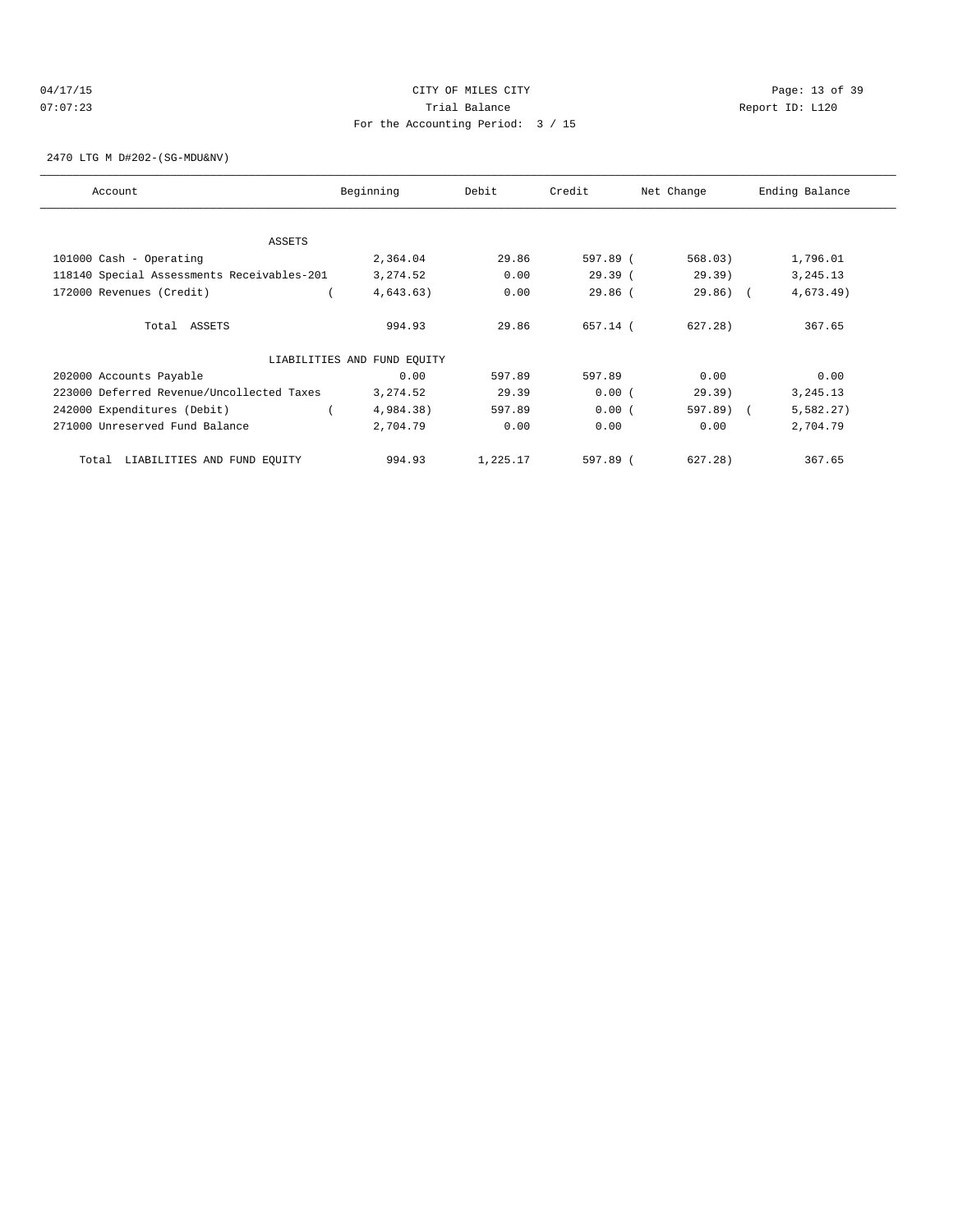CITY OF MILES CITY
Trial Balance
For the Accounting Period: 3 / 15

04/17/15
07:07:23

Report ID: L120

2470 LTG M D#202-(SG-MDU&NV)

| Account | Beginning | Debit | Credit | Net Change | Ending Balance |
|---|---|---|---|---|---|
| ASSETS | | | | | |
| 101000 Cash - Operating | 2,364.04 | 29.86 | 597.89 | ( 568.03) | 1,796.01 |
| 118140 Special Assessments Receivables-201 | 3,274.52 | 0.00 | 29.39 | ( 29.39) | 3,245.13 |
| 172000 Revenues (Credit) | ( 4,643.63) | 0.00 | 29.86 | ( 29.86) | ( 4,673.49) |
| Total ASSETS | 994.93 | 29.86 | 657.14 | ( 627.28) | 367.65 |
| LIABILITIES AND FUND EQUITY | | | | | |
| 202000 Accounts Payable | 0.00 | 597.89 | 597.89 | 0.00 | 0.00 |
| 223000 Deferred Revenue/Uncollected Taxes | 3,274.52 | 29.39 | 0.00 | ( 29.39) | 3,245.13 |
| 242000 Expenditures (Debit) | ( 4,984.38) | 597.89 | 0.00 | ( 597.89) | ( 5,582.27) |
| 271000 Unreserved Fund Balance | 2,704.79 | 0.00 | 0.00 | 0.00 | 2,704.79 |
| Total LIABILITIES AND FUND EQUITY | 994.93 | 1,225.17 | 597.89 | ( 627.28) | 367.65 |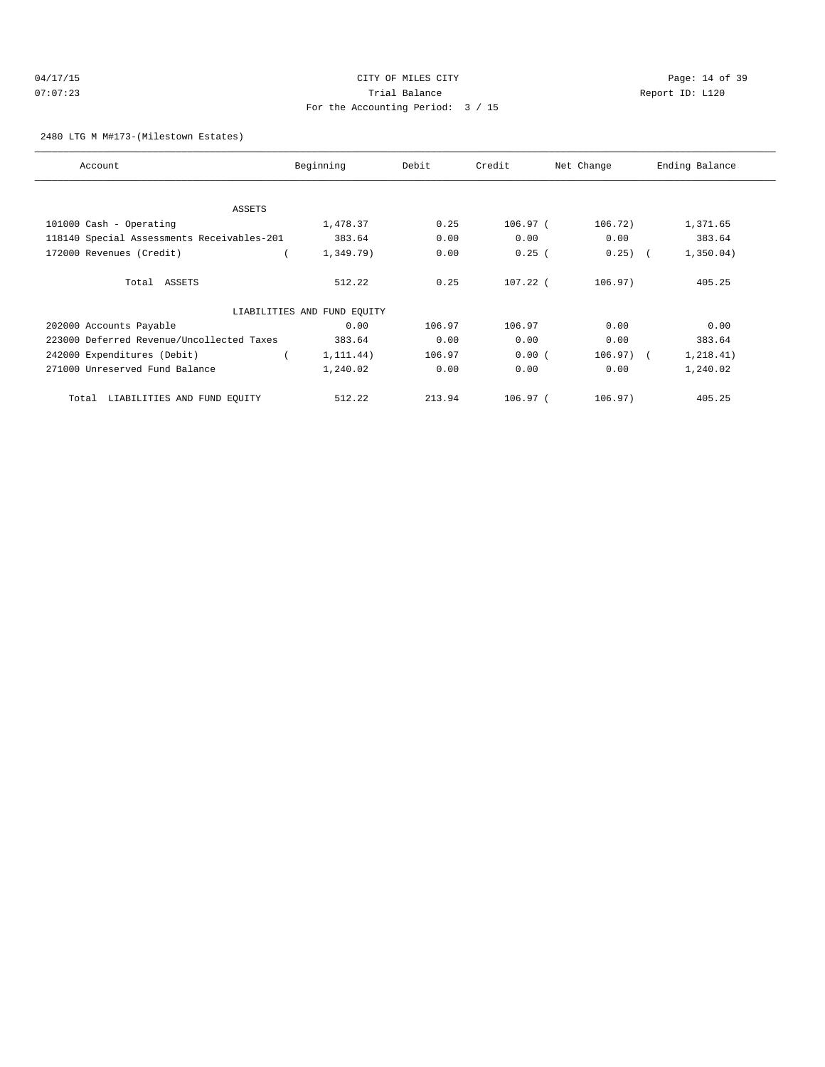CITY OF MILES CITY
Trial Balance
For the Accounting Period: 3 / 15

Report ID: L120

2480 LTG M M#173-(Milestown Estates)

| Account | Beginning | Debit | Credit | Net Change | Ending Balance |
|---|---|---|---|---|---|
| ASSETS | | | | | |
| 101000 Cash - Operating | 1,478.37 | 0.25 | 106.97 | ( 106.72) | 1,371.65 |
| 118140 Special Assessments Receivables-201 | 383.64 | 0.00 | 0.00 | 0.00 | 383.64 |
| 172000 Revenues (Credit) | ( 1,349.79) | 0.00 | 0.25 | ( 0.25) | ( 1,350.04) |
| Total ASSETS | 512.22 | 0.25 | 107.22 | ( 106.97) | 405.25 |
| LIABILITIES AND FUND EQUITY | | | | | |
| 202000 Accounts Payable | 0.00 | 106.97 | 106.97 | 0.00 | 0.00 |
| 223000 Deferred Revenue/Uncollected Taxes | 383.64 | 0.00 | 0.00 | 0.00 | 383.64 |
| 242000 Expenditures (Debit) | ( 1,111.44) | 106.97 | 0.00 | ( 106.97) | ( 1,218.41) |
| 271000 Unreserved Fund Balance | 1,240.02 | 0.00 | 0.00 | 0.00 | 1,240.02 |
| Total LIABILITIES AND FUND EQUITY | 512.22 | 213.94 | 106.97 | ( 106.97) | 405.25 |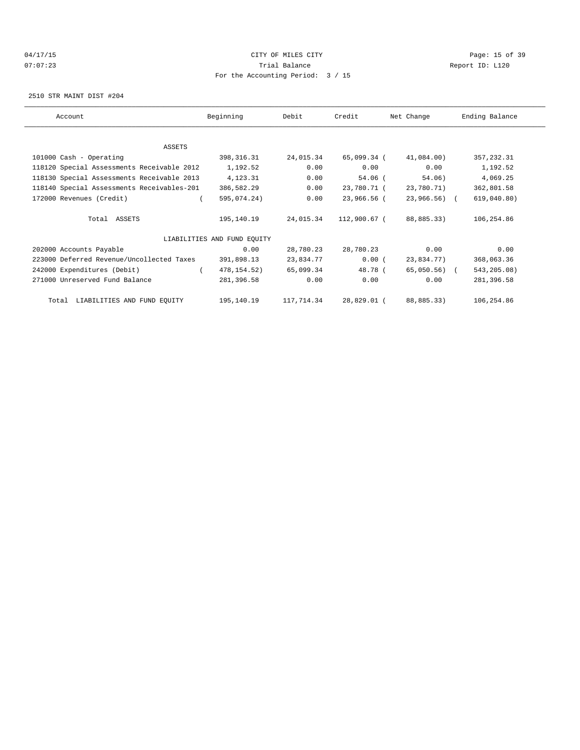CITY OF MILES CITY
Trial Balance
For the Accounting Period: 3 / 15

04/17/15
07:07:23

Report ID: L120

2510 STR MAINT DIST #204

| Account | Beginning | Debit | Credit | Net Change | Ending Balance |
|---|---|---|---|---|---|
| ASSETS | | | | | |
| 101000 Cash - Operating | 398,316.31 | 24,015.34 | 65,099.34 | ( 41,084.00) | 357,232.31 |
| 118120 Special Assessments Receivable 2012 | 1,192.52 | 0.00 | 0.00 | 0.00 | 1,192.52 |
| 118130 Special Assessments Receivable 2013 | 4,123.31 | 0.00 | 54.06 | ( 54.06) | 4,069.25 |
| 118140 Special Assessments Receivables-201 | 386,582.29 | 0.00 | 23,780.71 | ( 23,780.71) | 362,801.58 |
| 172000 Revenues (Credit) | ( 595,074.24) | 0.00 | 23,966.56 | ( 23,966.56) | ( 619,040.80) |
| Total ASSETS | 195,140.19 | 24,015.34 | 112,900.67 | ( 88,885.33) | 106,254.86 |
| LIABILITIES AND FUND EQUITY | | | | | |
| 202000 Accounts Payable | 0.00 | 28,780.23 | 28,780.23 | 0.00 | 0.00 |
| 223000 Deferred Revenue/Uncollected Taxes | 391,898.13 | 23,834.77 | 0.00 | ( 23,834.77) | 368,063.36 |
| 242000 Expenditures (Debit) | ( 478,154.52) | 65,099.34 | 48.78 | ( 65,050.56) | ( 543,205.08) |
| 271000 Unreserved Fund Balance | 281,396.58 | 0.00 | 0.00 | 0.00 | 281,396.58 |
| Total LIABILITIES AND FUND EQUITY | 195,140.19 | 117,714.34 | 28,829.01 | ( 88,885.33) | 106,254.86 |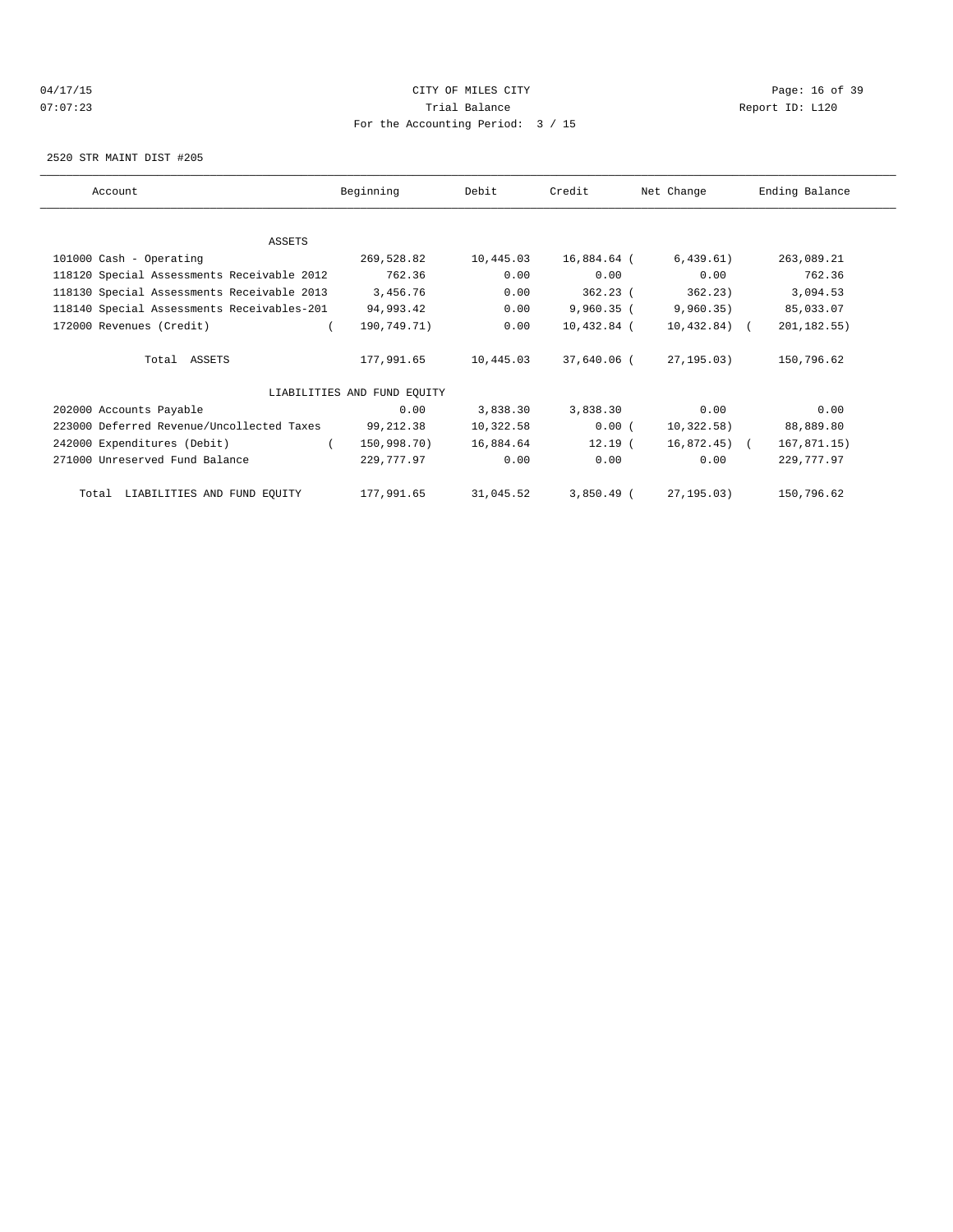04/17/15 CITY OF MILES CITY
07:07:23 Trial Balance Report ID: L120
For the Accounting Period: 3 / 15

2520 STR MAINT DIST #205

| Account | Beginning | Debit | Credit | Net Change | Ending Balance |
|---|---|---|---|---|---|
| ASSETS | | | | | |
| 101000 Cash - Operating | 269,528.82 | 10,445.03 | 16,884.64 | ( 6,439.61) | 263,089.21 |
| 118120 Special Assessments Receivable 2012 | 762.36 | 0.00 | 0.00 | 0.00 | 762.36 |
| 118130 Special Assessments Receivable 2013 | 3,456.76 | 0.00 | 362.23 | ( 362.23) | 3,094.53 |
| 118140 Special Assessments Receivables-201 | 94,993.42 | 0.00 | 9,960.35 | ( 9,960.35) | 85,033.07 |
| 172000 Revenues (Credit) | ( 190,749.71) | 0.00 | 10,432.84 | ( 10,432.84) | ( 201,182.55) |
| Total ASSETS | 177,991.65 | 10,445.03 | 37,640.06 | ( 27,195.03) | 150,796.62 |
| LIABILITIES AND FUND EQUITY | | | | | |
| 202000 Accounts Payable | 0.00 | 3,838.30 | 3,838.30 | 0.00 | 0.00 |
| 223000 Deferred Revenue/Uncollected Taxes | 99,212.38 | 10,322.58 | 0.00 | ( 10,322.58) | 88,889.80 |
| 242000 Expenditures (Debit) | ( 150,998.70) | 16,884.64 | 12.19 | ( 16,872.45) | ( 167,871.15) |
| 271000 Unreserved Fund Balance | 229,777.97 | 0.00 | 0.00 | 0.00 | 229,777.97 |
| Total LIABILITIES AND FUND EQUITY | 177,991.65 | 31,045.52 | 3,850.49 | ( 27,195.03) | 150,796.62 |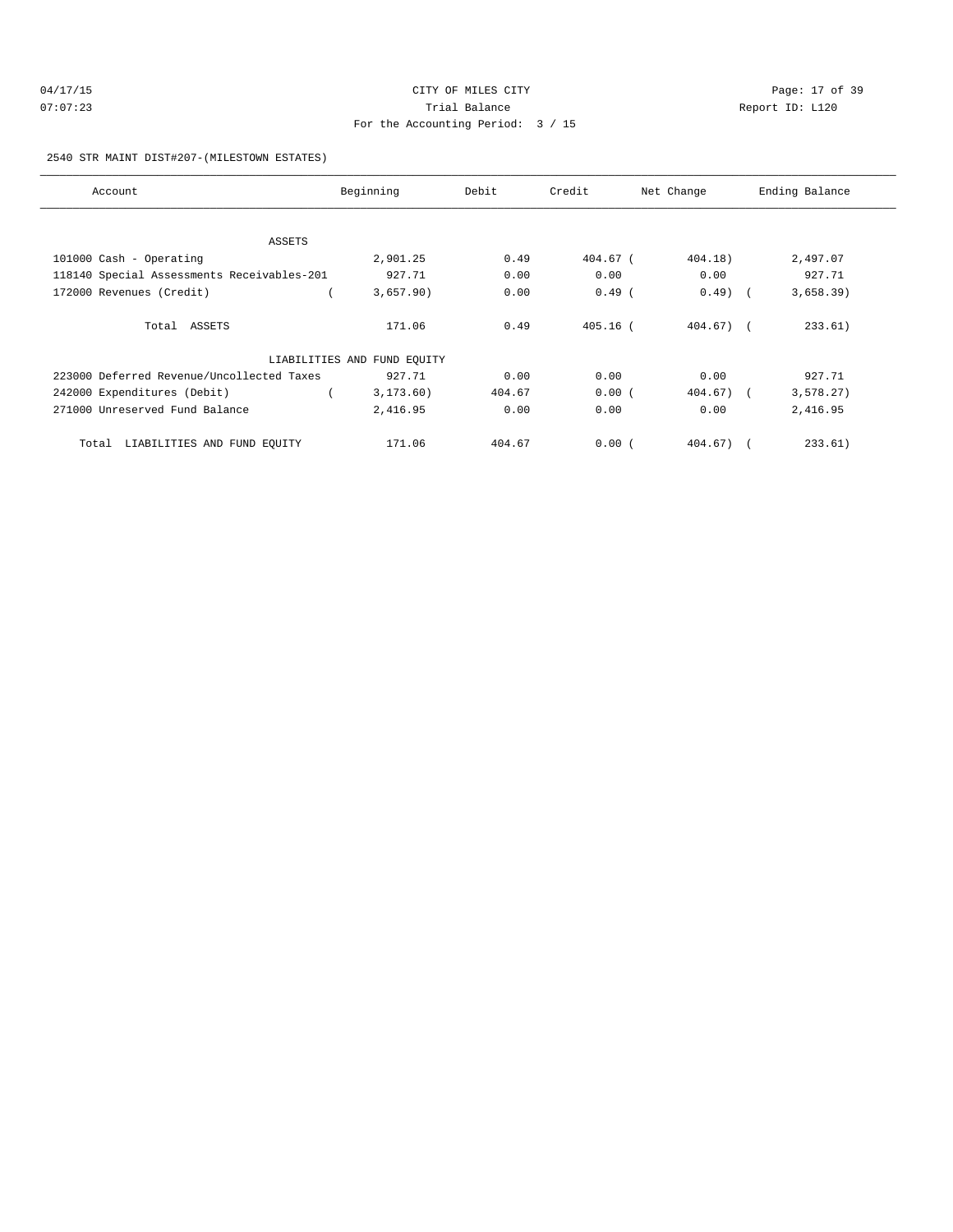CITY OF MILES CITY

Trial Balance

For the Accounting Period: 3 / 15

04/17/15 07:07:23 Report ID: L120

2540 STR MAINT DIST#207-(MILESTOWN ESTATES)

| Account | Beginning | Debit | Credit | Net Change | Ending Balance |
|---|---|---|---|---|---|
| ASSETS | | | | | |
| 101000 Cash - Operating | 2,901.25 | 0.49 | 404.67 | ( 404.18) | 2,497.07 |
| 118140 Special Assessments Receivables-201 | 927.71 | 0.00 | 0.00 | 0.00 | 927.71 |
| 172000 Revenues (Credit) | ( 3,657.90) | 0.00 | 0.49 | ( 0.49) | ( 3,658.39) |
| Total ASSETS | 171.06 | 0.49 | 405.16 | ( 404.67) | ( 233.61) |
| LIABILITIES AND FUND EQUITY | | | | | |
| 223000 Deferred Revenue/Uncollected Taxes | 927.71 | 0.00 | 0.00 | 0.00 | 927.71 |
| 242000 Expenditures (Debit) | ( 3,173.60) | 404.67 | 0.00 | ( 404.67) | ( 3,578.27) |
| 271000 Unreserved Fund Balance | 2,416.95 | 0.00 | 0.00 | 0.00 | 2,416.95 |
| Total LIABILITIES AND FUND EQUITY | 171.06 | 404.67 | 0.00 | ( 404.67) | ( 233.61) |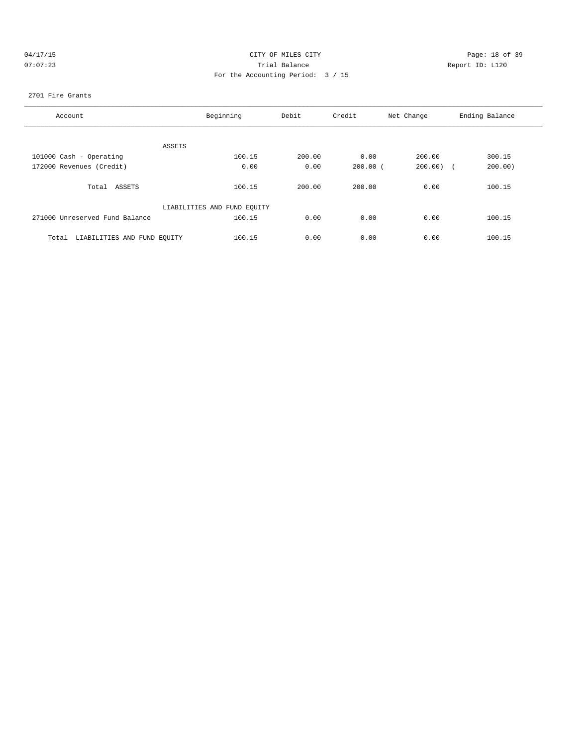CITY OF MILES CITY
Trial Balance
For the Accounting Period: 3 / 15

04/17/15 07:07:23 — Report ID: L120

2701 Fire Grants

| Account | Beginning | Debit | Credit | Net Change | Ending Balance |
|---|---|---|---|---|---|
| ASSETS | | | | | |
| 101000 Cash - Operating | 100.15 | 200.00 | 0.00 | 200.00 | 300.15 |
| 172000 Revenues (Credit) | 0.00 | 0.00 | 200.00 | (200.00) | (200.00) |
| Total ASSETS | 100.15 | 200.00 | 200.00 | 0.00 | 100.15 |
| LIABILITIES AND FUND EQUITY | | | | | |
| 271000 Unreserved Fund Balance | 100.15 | 0.00 | 0.00 | 0.00 | 100.15 |
| Total LIABILITIES AND FUND EQUITY | 100.15 | 0.00 | 0.00 | 0.00 | 100.15 |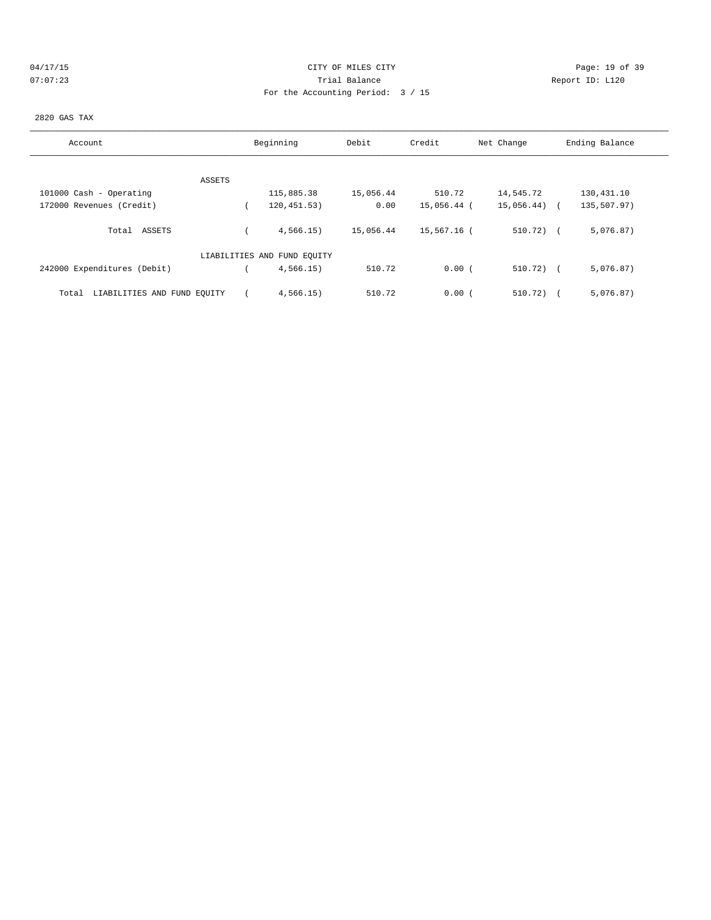CITY OF MILES CITY

Trial Balance

For the Accounting Period: 3 / 15

2820 GAS TAX

| Account | Beginning | Debit | Credit | Net Change | Ending Balance |
|---|---|---|---|---|---|
| ASSETS | | | | | |
| 101000 Cash - Operating | 115,885.38 | 15,056.44 | 510.72 | 14,545.72 | 130,431.10 |
| 172000 Revenues (Credit) | ( 120,451.53) | 0.00 | 15,056.44 | ( 15,056.44) | ( 135,507.97) |
| Total ASSETS | ( 4,566.15) | 15,056.44 | 15,567.16 | ( 510.72) | ( 5,076.87) |
| LIABILITIES AND FUND EQUITY | | | | | |
| 242000 Expenditures (Debit) | ( 4,566.15) | 510.72 | 0.00 | ( 510.72) | ( 5,076.87) |
| Total LIABILITIES AND FUND EQUITY | ( 4,566.15) | 510.72 | 0.00 | ( 510.72) | ( 5,076.87) |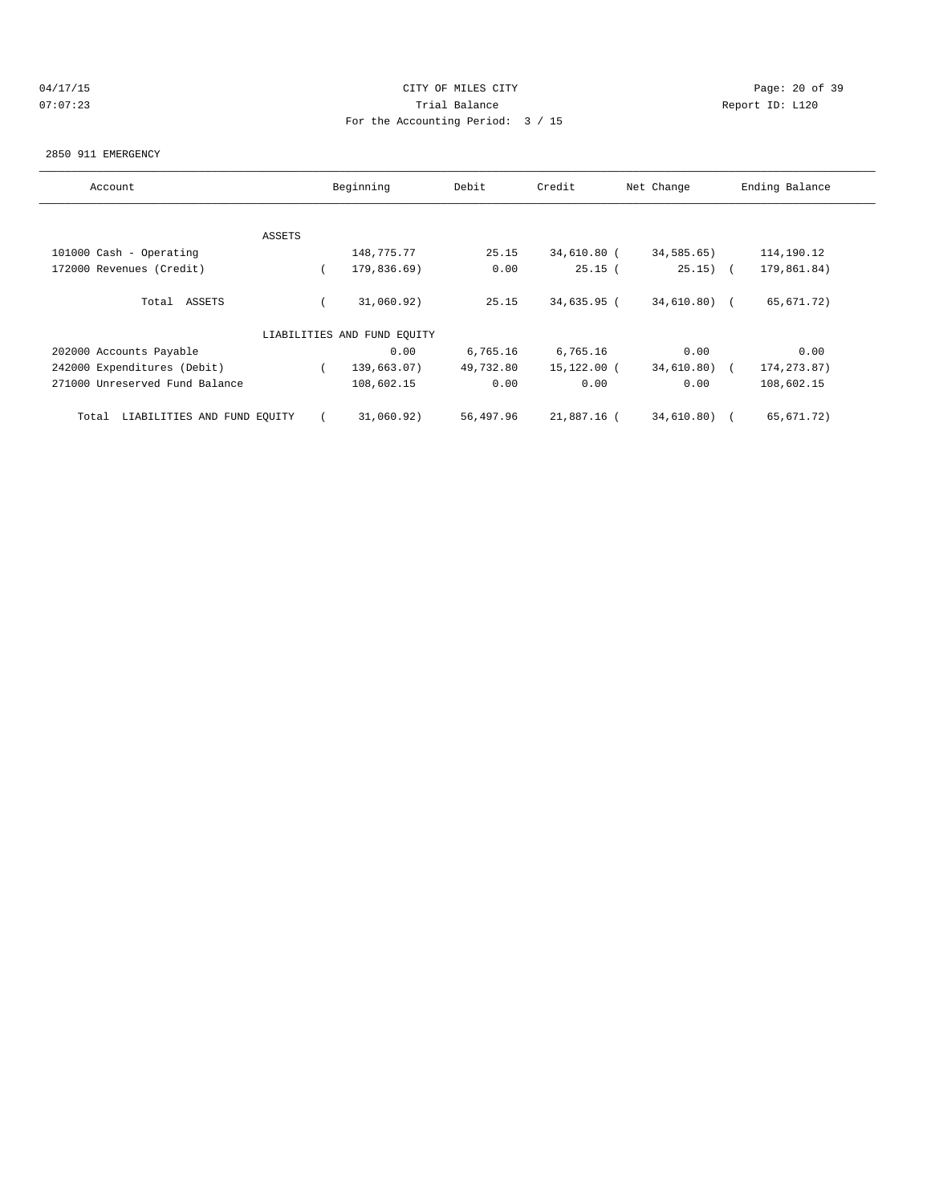04/17/15 CITY OF MILES CITY
07:07:23 Trial Balance Report ID: L120
For the Accounting Period: 3 / 15

2850 911 EMERGENCY

| Account | Beginning | Debit | Credit | Net Change | Ending Balance |
|---|---|---|---|---|---|
| ASSETS | | | | | |
| 101000 Cash - Operating | 148,775.77 | 25.15 | 34,610.80 | ( 34,585.65) | 114,190.12 |
| 172000 Revenues (Credit) | ( 179,836.69) | 0.00 | 25.15 | ( 25.15) | ( 179,861.84) |
| Total ASSETS | ( 31,060.92) | 25.15 | 34,635.95 | ( 34,610.80) | ( 65,671.72) |
| LIABILITIES AND FUND EQUITY | | | | | |
| 202000 Accounts Payable | 0.00 | 6,765.16 | 6,765.16 | 0.00 | 0.00 |
| 242000 Expenditures (Debit) | ( 139,663.07) | 49,732.80 | 15,122.00 | ( 34,610.80) | ( 174,273.87) |
| 271000 Unreserved Fund Balance | 108,602.15 | 0.00 | 0.00 | 0.00 | 108,602.15 |
| Total LIABILITIES AND FUND EQUITY | ( 31,060.92) | 56,497.96 | 21,887.16 | ( 34,610.80) | ( 65,671.72) |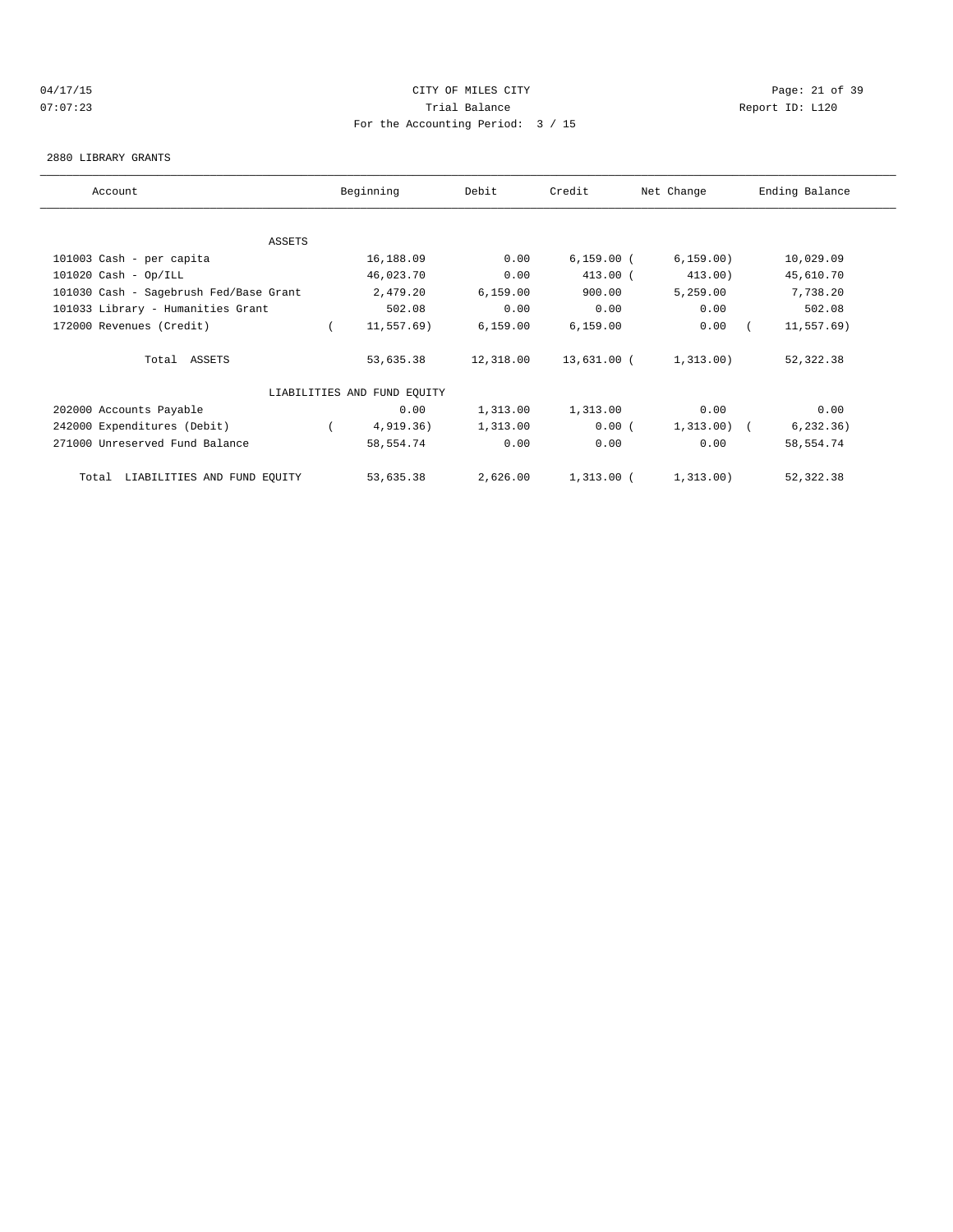CITY OF MILES CITY

Trial Balance

For the Accounting Period: 3 / 15

04/17/15 07:07:23 — Report ID: L120

2880 LIBRARY GRANTS

| Account | Beginning | Debit | Credit | Net Change | Ending Balance |
|---|---|---|---|---|---|
| ASSETS | | | | | |
| 101003 Cash - per capita | 16,188.09 | 0.00 | 6,159.00 | (6,159.00) | 10,029.09 |
| 101020 Cash - Op/ILL | 46,023.70 | 0.00 | 413.00 | (413.00) | 45,610.70 |
| 101030 Cash - Sagebrush Fed/Base Grant | 2,479.20 | 6,159.00 | 900.00 | 5,259.00 | 7,738.20 |
| 101033 Library - Humanities Grant | 502.08 | 0.00 | 0.00 | 0.00 | 502.08 |
| 172000 Revenues (Credit) | (11,557.69) | 6,159.00 | 6,159.00 | 0.00 | (11,557.69) |
| Total ASSETS | 53,635.38 | 12,318.00 | 13,631.00 | (1,313.00) | 52,322.38 |
| LIABILITIES AND FUND EQUITY | | | | | |
| 202000 Accounts Payable | 0.00 | 1,313.00 | 1,313.00 | 0.00 | 0.00 |
| 242000 Expenditures (Debit) | (4,919.36) | 1,313.00 | 0.00 | (1,313.00) | (6,232.36) |
| 271000 Unreserved Fund Balance | 58,554.74 | 0.00 | 0.00 | 0.00 | 58,554.74 |
| Total LIABILITIES AND FUND EQUITY | 53,635.38 | 2,626.00 | 1,313.00 | (1,313.00) | 52,322.38 |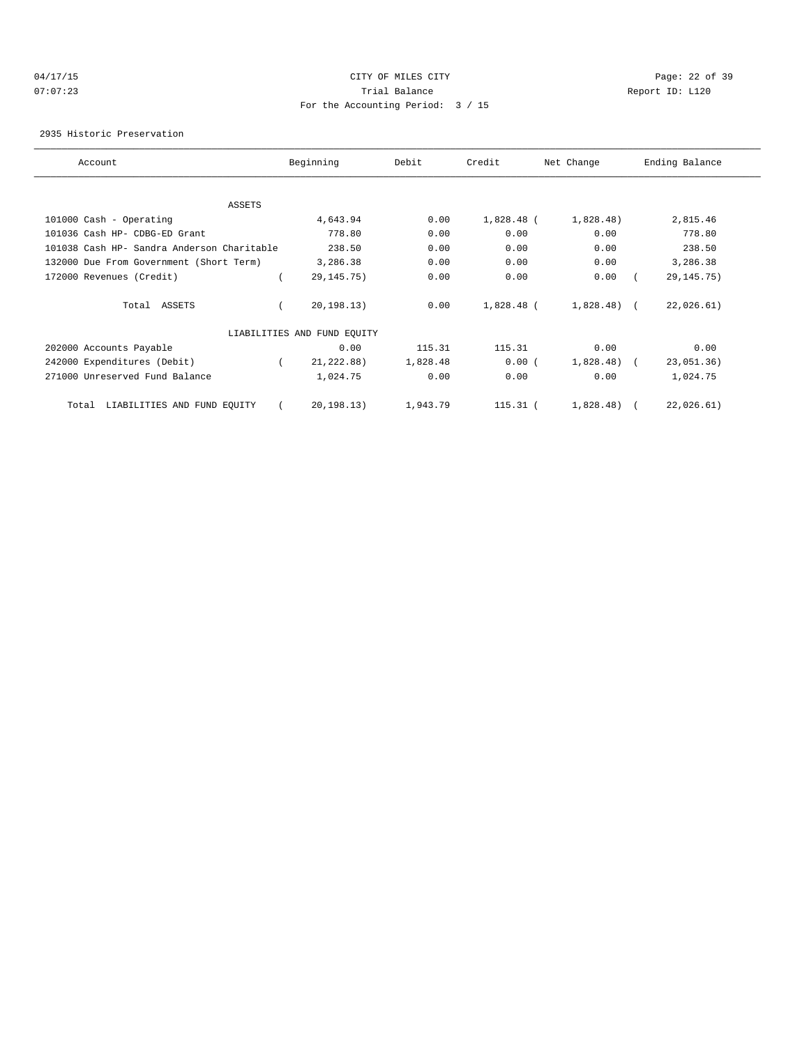CITY OF MILES CITY
Trial Balance
For the Accounting Period: 3 / 15

2935 Historic Preservation

| Account | Beginning | Debit | Credit | Net Change | Ending Balance |
|---|---|---|---|---|---|
| ASSETS | | | | | |
| 101000 Cash - Operating | 4,643.94 | 0.00 | 1,828.48 | (1,828.48) | 2,815.46 |
| 101036 Cash HP- CDBG-ED Grant | 778.80 | 0.00 | 0.00 | 0.00 | 778.80 |
| 101038 Cash HP- Sandra Anderson Charitable | 238.50 | 0.00 | 0.00 | 0.00 | 238.50 |
| 132000 Due From Government (Short Term) | 3,286.38 | 0.00 | 0.00 | 0.00 | 3,286.38 |
| 172000 Revenues (Credit) | (29,145.75) | 0.00 | 0.00 | 0.00 | (29,145.75) |
| Total ASSETS | (20,198.13) | 0.00 | 1,828.48 | (1,828.48) | (22,026.61) |
| LIABILITIES AND FUND EQUITY | | | | | |
| 202000 Accounts Payable | 0.00 | 115.31 | 115.31 | 0.00 | 0.00 |
| 242000 Expenditures (Debit) | (21,222.88) | 1,828.48 | 0.00 | (1,828.48) | (23,051.36) |
| 271000 Unreserved Fund Balance | 1,024.75 | 0.00 | 0.00 | 0.00 | 1,024.75 |
| Total LIABILITIES AND FUND EQUITY | (20,198.13) | 1,943.79 | 115.31 | (1,828.48) | (22,026.61) |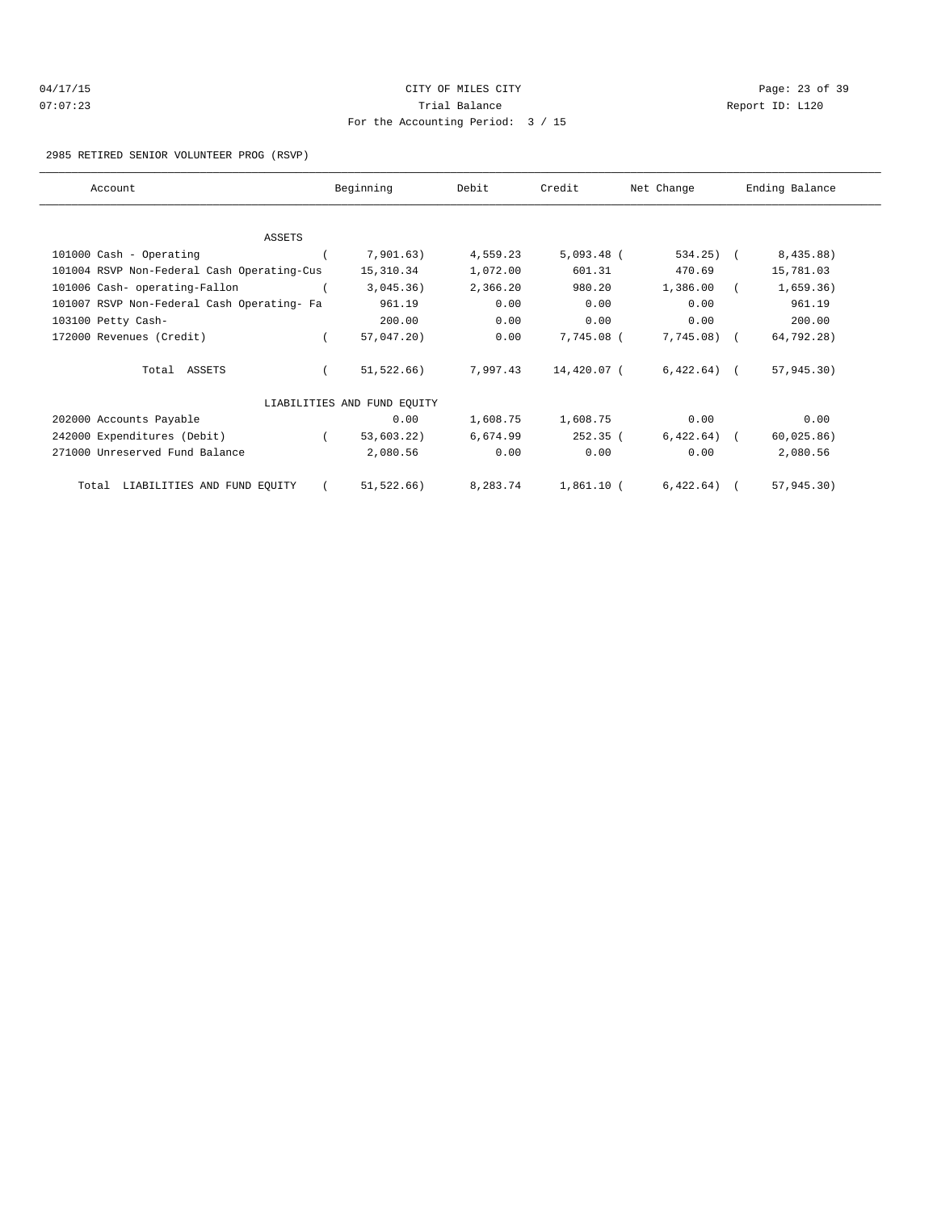04/17/15 CITY OF MILES CITY
07:07:23 Trial Balance Report ID: L120
For the Accounting Period: 3 / 15

2985 RETIRED SENIOR VOLUNTEER PROG (RSVP)

| Account | Beginning | Debit | Credit | Net Change | Ending Balance |
|---|---|---|---|---|---|
| ASSETS | | | | | |
| 101000 Cash - Operating | ( 7,901.63) | 4,559.23 | 5,093.48 | ( 534.25) | ( 8,435.88) |
| 101004 RSVP Non-Federal Cash Operating-Cus | 15,310.34 | 1,072.00 | 601.31 | 470.69 | 15,781.03 |
| 101006 Cash- operating-Fallon | ( 3,045.36) | 2,366.20 | 980.20 | 1,386.00 | ( 1,659.36) |
| 101007 RSVP Non-Federal Cash Operating- Fa | 961.19 | 0.00 | 0.00 | 0.00 | 961.19 |
| 103100 Petty Cash- | 200.00 | 0.00 | 0.00 | 0.00 | 200.00 |
| 172000 Revenues (Credit) | ( 57,047.20) | 0.00 | 7,745.08 | ( 7,745.08) | ( 64,792.28) |
| Total ASSETS | ( 51,522.66) | 7,997.43 | 14,420.07 | ( 6,422.64) | ( 57,945.30) |
| LIABILITIES AND FUND EQUITY | | | | | |
| 202000 Accounts Payable | 0.00 | 1,608.75 | 1,608.75 | 0.00 | 0.00 |
| 242000 Expenditures (Debit) | ( 53,603.22) | 6,674.99 | 252.35 | ( 6,422.64) | ( 60,025.86) |
| 271000 Unreserved Fund Balance | 2,080.56 | 0.00 | 0.00 | 0.00 | 2,080.56 |
| Total LIABILITIES AND FUND EQUITY | ( 51,522.66) | 8,283.74 | 1,861.10 | ( 6,422.64) | ( 57,945.30) |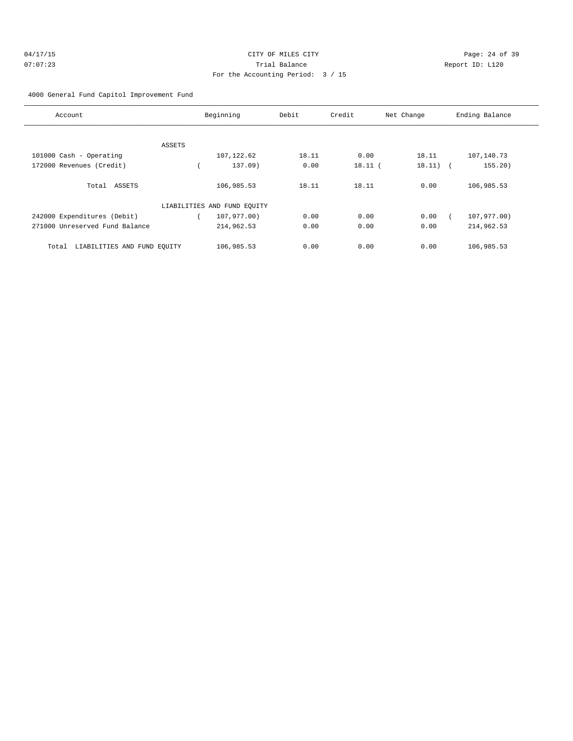CITY OF MILES CITY
Trial Balance
For the Accounting Period: 3 / 15

04/17/15
07:07:23

Report ID: L120

4000 General Fund Capitol Improvement Fund

| Account | Beginning | Debit | Credit | Net Change | Ending Balance |
|---|---|---|---|---|---|
| ASSETS | | | | | |
| 101000 Cash - Operating | 107,122.62 | 18.11 | 0.00 | 18.11 | 107,140.73 |
| 172000 Revenues (Credit) | ( 137.09) | 0.00 | 18.11 | ( 18.11) | ( 155.20) |
| Total ASSETS | 106,985.53 | 18.11 | 18.11 | 0.00 | 106,985.53 |
| LIABILITIES AND FUND EQUITY | | | | | |
| 242000 Expenditures (Debit) | ( 107,977.00) | 0.00 | 0.00 | 0.00 | ( 107,977.00) |
| 271000 Unreserved Fund Balance | 214,962.53 | 0.00 | 0.00 | 0.00 | 214,962.53 |
| Total LIABILITIES AND FUND EQUITY | 106,985.53 | 0.00 | 0.00 | 0.00 | 106,985.53 |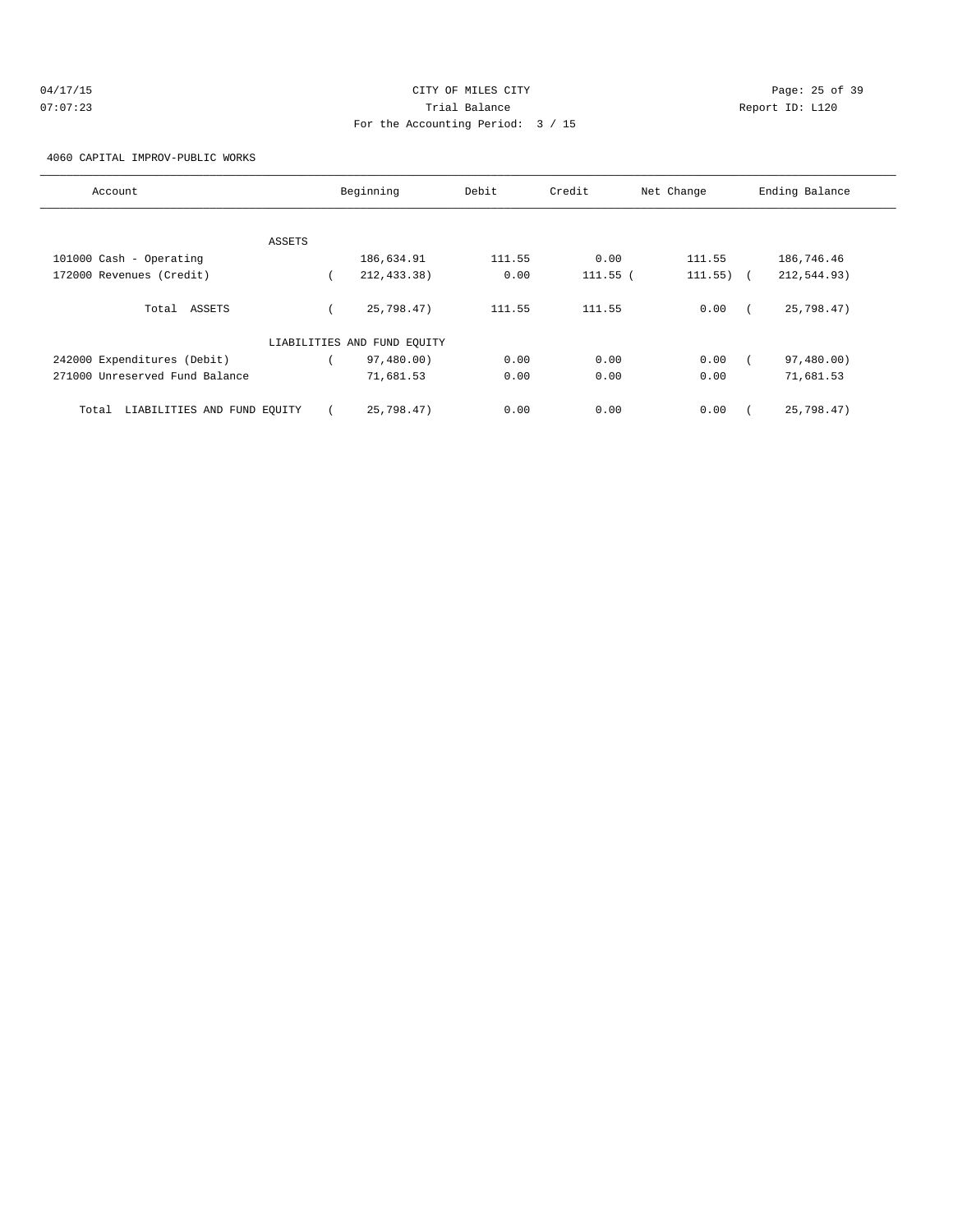CITY OF MILES CITY

Trial Balance

For the Accounting Period: 3 / 15

04/17/15 07:07:23

Report ID: L120

4060 CAPITAL IMPROV-PUBLIC WORKS

| Account | Beginning | Debit | Credit | Net Change | Ending Balance |
|---|---|---|---|---|---|
| ASSETS | | | | | |
| 101000 Cash - Operating | 186,634.91 | 111.55 | 0.00 | 111.55 | 186,746.46 |
| 172000 Revenues (Credit) | ( 212,433.38) | 0.00 | 111.55 | ( 111.55) | ( 212,544.93) |
| Total ASSETS | ( 25,798.47) | 111.55 | 111.55 | 0.00 | ( 25,798.47) |
| LIABILITIES AND FUND EQUITY | | | | | |
| 242000 Expenditures (Debit) | ( 97,480.00) | 0.00 | 0.00 | 0.00 | ( 97,480.00) |
| 271000 Unreserved Fund Balance | 71,681.53 | 0.00 | 0.00 | 0.00 | 71,681.53 |
| Total LIABILITIES AND FUND EQUITY | ( 25,798.47) | 0.00 | 0.00 | 0.00 | ( 25,798.47) |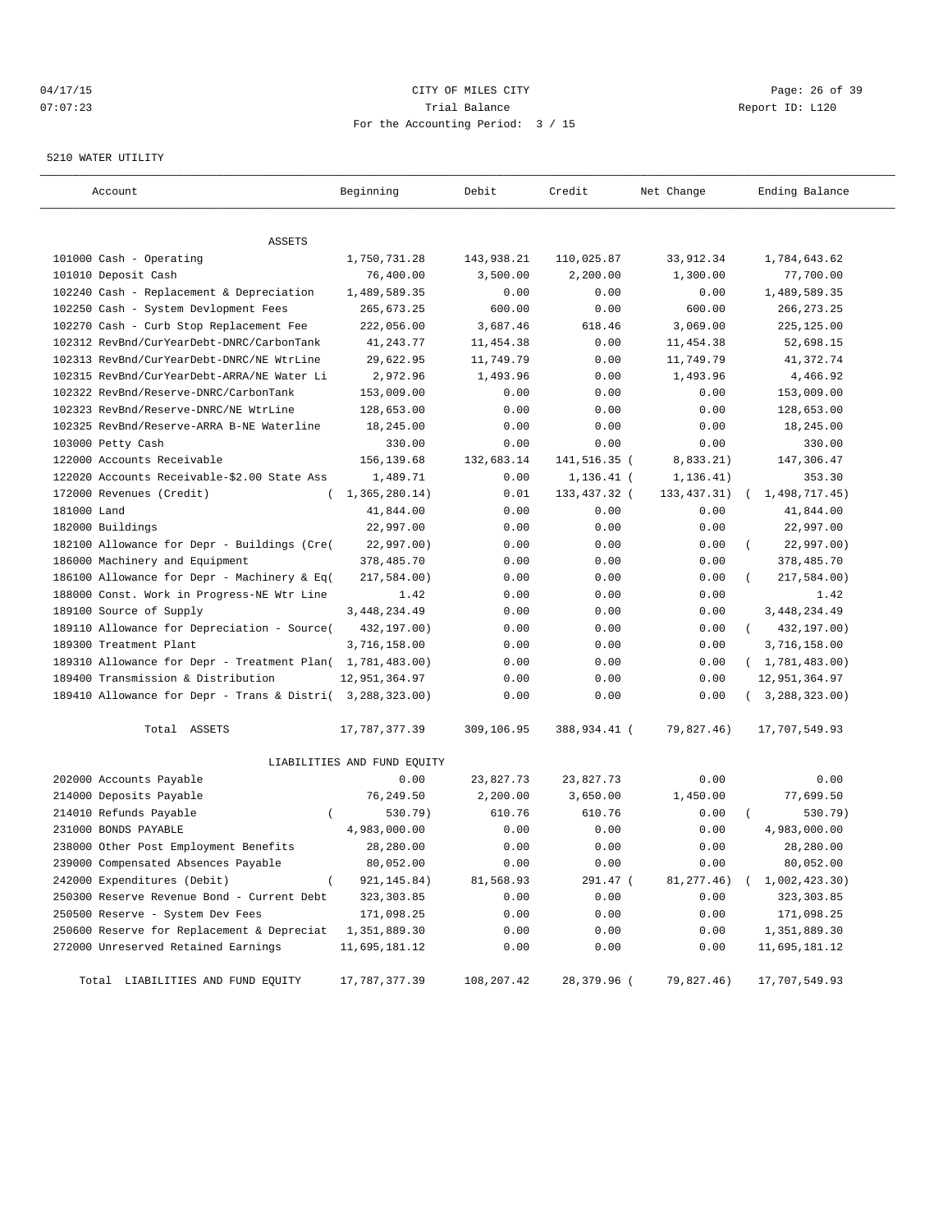CITY OF MILES CITY

Trial Balance

For the Accounting Period: 3 / 15

04/17/15 07:07:23 — Report ID: L120

5210 WATER UTILITY

| Account | Beginning | Debit | Credit | Net Change | Ending Balance |
|---|---|---|---|---|---|
| **ASSETS** | | | | | |
| 101000 Cash - Operating | 1,750,731.28 | 143,938.21 | 110,025.87 | 33,912.34 | 1,784,643.62 |
| 101010 Deposit Cash | 76,400.00 | 3,500.00 | 2,200.00 | 1,300.00 | 77,700.00 |
| 102240 Cash - Replacement & Depreciation | 1,489,589.35 | 0.00 | 0.00 | 0.00 | 1,489,589.35 |
| 102250 Cash - System Devlopment Fees | 265,673.25 | 600.00 | 0.00 | 600.00 | 266,273.25 |
| 102270 Cash - Curb Stop Replacement Fee | 222,056.00 | 3,687.46 | 618.46 | 3,069.00 | 225,125.00 |
| 102312 RevBnd/CurYearDebt-DNRC/CarbonTank | 41,243.77 | 11,454.38 | 0.00 | 11,454.38 | 52,698.15 |
| 102313 RevBnd/CurYearDebt-DNRC/NE WtrLine | 29,622.95 | 11,749.79 | 0.00 | 11,749.79 | 41,372.74 |
| 102315 RevBnd/CurYearDebt-ARRA/NE Water Li | 2,972.96 | 1,493.96 | 0.00 | 1,493.96 | 4,466.92 |
| 102322 RevBnd/Reserve-DNRC/CarbonTank | 153,009.00 | 0.00 | 0.00 | 0.00 | 153,009.00 |
| 102323 RevBnd/Reserve-DNRC/NE WtrLine | 128,653.00 | 0.00 | 0.00 | 0.00 | 128,653.00 |
| 102325 RevBnd/Reserve-ARRA B-NE Waterline | 18,245.00 | 0.00 | 0.00 | 0.00 | 18,245.00 |
| 103000 Petty Cash | 330.00 | 0.00 | 0.00 | 0.00 | 330.00 |
| 122000 Accounts Receivable | 156,139.68 | 132,683.14 | 141,516.35 | ( 8,833.21) | 147,306.47 |
| 122020 Accounts Receivable-$2.00 State Ass | 1,489.71 | 0.00 | 1,136.41 | ( 1,136.41) | 353.30 |
| 172000 Revenues (Credit) | ( 1,365,280.14) | 0.01 | 133,437.32 | ( 133,437.31) | ( 1,498,717.45) |
| 181000 Land | 41,844.00 | 0.00 | 0.00 | 0.00 | 41,844.00 |
| 182000 Buildings | 22,997.00 | 0.00 | 0.00 | 0.00 | 22,997.00 |
| 182100 Allowance for Depr - Buildings (Cre | ( 22,997.00) | 0.00 | 0.00 | 0.00 | ( 22,997.00) |
| 186000 Machinery and Equipment | 378,485.70 | 0.00 | 0.00 | 0.00 | 378,485.70 |
| 186100 Allowance for Depr - Machinery & Eq | ( 217,584.00) | 0.00 | 0.00 | 0.00 | ( 217,584.00) |
| 188000 Const. Work in Progress-NE Wtr Line | 1.42 | 0.00 | 0.00 | 0.00 | 1.42 |
| 189100 Source of Supply | 3,448,234.49 | 0.00 | 0.00 | 0.00 | 3,448,234.49 |
| 189110 Allowance for Depreciation - Source | ( 432,197.00) | 0.00 | 0.00 | 0.00 | ( 432,197.00) |
| 189300 Treatment Plant | 3,716,158.00 | 0.00 | 0.00 | 0.00 | 3,716,158.00 |
| 189310 Allowance for Depr - Treatment Plan | ( 1,781,483.00) | 0.00 | 0.00 | 0.00 | ( 1,781,483.00) |
| 189400 Transmission & Distribution | 12,951,364.97 | 0.00 | 0.00 | 0.00 | 12,951,364.97 |
| 189410 Allowance for Depr - Trans & Distri | ( 3,288,323.00) | 0.00 | 0.00 | 0.00 | ( 3,288,323.00) |
| Total ASSETS | 17,787,377.39 | 309,106.95 | 388,934.41 | ( 79,827.46) | 17,707,549.93 |
| **LIABILITIES AND FUND EQUITY** | | | | | |
| 202000 Accounts Payable | 0.00 | 23,827.73 | 23,827.73 | 0.00 | 0.00 |
| 214000 Deposits Payable | 76,249.50 | 2,200.00 | 3,650.00 | 1,450.00 | 77,699.50 |
| 214010 Refunds Payable | ( 530.79) | 610.76 | 610.76 | 0.00 | ( 530.79) |
| 231000 BONDS PAYABLE | 4,983,000.00 | 0.00 | 0.00 | 0.00 | 4,983,000.00 |
| 238000 Other Post Employment Benefits | 28,280.00 | 0.00 | 0.00 | 0.00 | 28,280.00 |
| 239000 Compensated Absences Payable | 80,052.00 | 0.00 | 0.00 | 0.00 | 80,052.00 |
| 242000 Expenditures (Debit) | ( 921,145.84) | 81,568.93 | 291.47 | ( 81,277.46) | ( 1,002,423.30) |
| 250300 Reserve Revenue Bond - Current Debt | 323,303.85 | 0.00 | 0.00 | 0.00 | 323,303.85 |
| 250500 Reserve - System Dev Fees | 171,098.25 | 0.00 | 0.00 | 0.00 | 171,098.25 |
| 250600 Reserve for Replacement & Depreciat | 1,351,889.30 | 0.00 | 0.00 | 0.00 | 1,351,889.30 |
| 272000 Unreserved Retained Earnings | 11,695,181.12 | 0.00 | 0.00 | 0.00 | 11,695,181.12 |
| Total LIABILITIES AND FUND EQUITY | 17,787,377.39 | 108,207.42 | 28,379.96 | ( 79,827.46) | 17,707,549.93 |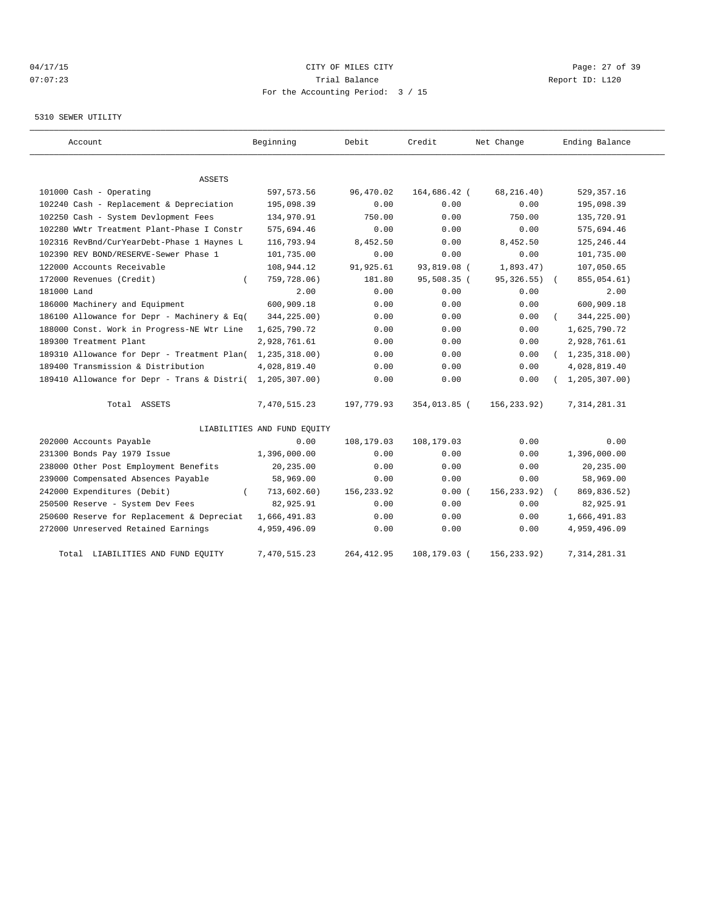CITY OF MILES CITY
Trial Balance
For the Accounting Period: 3 / 15

04/17/15
07:07:23

Report ID: L120

5310 SEWER UTILITY

| Account | Beginning | Debit | Credit | Net Change | Ending Balance |
|---|---|---|---|---|---|
| ASSETS | | | | | |
| 101000 Cash - Operating | 597,573.56 | 96,470.02 | 164,686.42 | ( 68,216.40) | 529,357.16 |
| 102240 Cash - Replacement & Depreciation | 195,098.39 | 0.00 | 0.00 | 0.00 | 195,098.39 |
| 102250 Cash - System Devlopment Fees | 134,970.91 | 750.00 | 0.00 | 750.00 | 135,720.91 |
| 102280 WWtr Treatment Plant-Phase I Constr | 575,694.46 | 0.00 | 0.00 | 0.00 | 575,694.46 |
| 102316 RevBnd/CurYearDebt-Phase 1 Haynes L | 116,793.94 | 8,452.50 | 0.00 | 8,452.50 | 125,246.44 |
| 102390 REV BOND/RESERVE-Sewer Phase 1 | 101,735.00 | 0.00 | 0.00 | 0.00 | 101,735.00 |
| 122000 Accounts Receivable | 108,944.12 | 91,925.61 | 93,819.08 | ( 1,893.47) | 107,050.65 |
| 172000 Revenues (Credit) | ( 759,728.06) | 181.80 | 95,508.35 | ( 95,326.55) | ( 855,054.61) |
| 181000 Land | 2.00 | 0.00 | 0.00 | 0.00 | 2.00 |
| 186000 Machinery and Equipment | 600,909.18 | 0.00 | 0.00 | 0.00 | 600,909.18 |
| 186100 Allowance for Depr - Machinery & Eq | ( 344,225.00) | 0.00 | 0.00 | 0.00 | ( 344,225.00) |
| 188000 Const. Work in Progress-NE Wtr Line | 1,625,790.72 | 0.00 | 0.00 | 0.00 | 1,625,790.72 |
| 189300 Treatment Plant | 2,928,761.61 | 0.00 | 0.00 | 0.00 | 2,928,761.61 |
| 189310 Allowance for Depr - Treatment Plan | ( 1,235,318.00) | 0.00 | 0.00 | 0.00 | ( 1,235,318.00) |
| 189400 Transmission & Distribution | 4,028,819.40 | 0.00 | 0.00 | 0.00 | 4,028,819.40 |
| 189410 Allowance for Depr - Trans & Distri | ( 1,205,307.00) | 0.00 | 0.00 | 0.00 | ( 1,205,307.00) |
| Total ASSETS | 7,470,515.23 | 197,779.93 | 354,013.85 | ( 156,233.92) | 7,314,281.31 |
| LIABILITIES AND FUND EQUITY | | | | | |
| 202000 Accounts Payable | 0.00 | 108,179.03 | 108,179.03 | 0.00 | 0.00 |
| 231300 Bonds Pay 1979 Issue | 1,396,000.00 | 0.00 | 0.00 | 0.00 | 1,396,000.00 |
| 238000 Other Post Employment Benefits | 20,235.00 | 0.00 | 0.00 | 0.00 | 20,235.00 |
| 239000 Compensated Absences Payable | 58,969.00 | 0.00 | 0.00 | 0.00 | 58,969.00 |
| 242000 Expenditures (Debit) | ( 713,602.60) | 156,233.92 | 0.00 | ( 156,233.92) | ( 869,836.52) |
| 250500 Reserve - System Dev Fees | 82,925.91 | 0.00 | 0.00 | 0.00 | 82,925.91 |
| 250600 Reserve for Replacement & Depreciat | 1,666,491.83 | 0.00 | 0.00 | 0.00 | 1,666,491.83 |
| 272000 Unreserved Retained Earnings | 4,959,496.09 | 0.00 | 0.00 | 0.00 | 4,959,496.09 |
| Total LIABILITIES AND FUND EQUITY | 7,470,515.23 | 264,412.95 | 108,179.03 | ( 156,233.92) | 7,314,281.31 |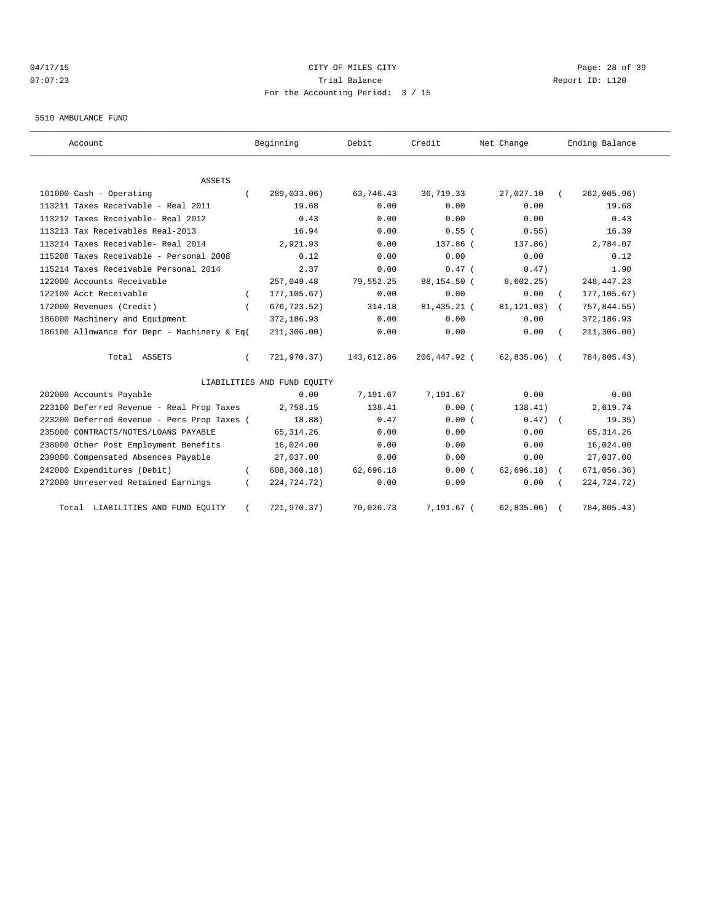04/17/15 CITY OF MILES CITY

07:07:23 Trial Balance Report ID: L120

For the Accounting Period: 3 / 15

5510 AMBULANCE FUND

| Account | Beginning | Debit | Credit | Net Change | Ending Balance |
|---|---|---|---|---|---|
| ASSETS | | | | | |
| 101000 Cash - Operating | ( 289,033.06) | 63,746.43 | 36,719.33 | 27,027.10 | ( 262,005.96) |
| 113211 Taxes Receivable - Real 2011 | 19.68 | 0.00 | 0.00 | 0.00 | 19.68 |
| 113212 Taxes Receivable- Real 2012 | 0.43 | 0.00 | 0.00 | 0.00 | 0.43 |
| 113213 Tax Receivables Real-2013 | 16.94 | 0.00 | 0.55 | ( 0.55) | 16.39 |
| 113214 Taxes Receivable- Real 2014 | 2,921.93 | 0.00 | 137.86 | ( 137.86) | 2,784.07 |
| 115208 Taxes Receivable - Personal 2008 | 0.12 | 0.00 | 0.00 | 0.00 | 0.12 |
| 115214 Taxes Receivable Personal 2014 | 2.37 | 0.00 | 0.47 | ( 0.47) | 1.90 |
| 122000 Accounts Receivable | 257,049.48 | 79,552.25 | 88,154.50 | ( 8,602.25) | 248,447.23 |
| 122100 Acct Receivable | ( 177,105.67) | 0.00 | 0.00 | 0.00 | ( 177,105.67) |
| 172000 Revenues (Credit) | ( 676,723.52) | 314.18 | 81,435.21 | ( 81,121.03) | ( 757,844.55) |
| 186000 Machinery and Equipment | 372,186.93 | 0.00 | 0.00 | 0.00 | 372,186.93 |
| 186100 Allowance for Depr - Machinery & Eq | ( 211,306.00) | 0.00 | 0.00 | 0.00 | ( 211,306.00) |
| Total ASSETS | ( 721,970.37) | 143,612.86 | 206,447.92 | ( 62,835.06) | ( 784,805.43) |
| LIABILITIES AND FUND EQUITY | | | | | |
| 202000 Accounts Payable | 0.00 | 7,191.67 | 7,191.67 | 0.00 | 0.00 |
| 223100 Deferred Revenue - Real Prop Taxes | 2,758.15 | 138.41 | 0.00 | ( 138.41) | 2,619.74 |
| 223200 Deferred Revenue - Pers Prop Taxes | ( 18.88) | 0.47 | 0.00 | ( 0.47) | ( 19.35) |
| 235000 CONTRACTS/NOTES/LOANS PAYABLE | 65,314.26 | 0.00 | 0.00 | 0.00 | 65,314.26 |
| 238000 Other Post Employment Benefits | 16,024.00 | 0.00 | 0.00 | 0.00 | 16,024.00 |
| 239000 Compensated Absences Payable | 27,037.00 | 0.00 | 0.00 | 0.00 | 27,037.00 |
| 242000 Expenditures (Debit) | ( 608,360.18) | 62,696.18 | 0.00 | ( 62,696.18) | ( 671,056.36) |
| 272000 Unreserved Retained Earnings | ( 224,724.72) | 0.00 | 0.00 | 0.00 | ( 224,724.72) |
| Total LIABILITIES AND FUND EQUITY | ( 721,970.37) | 70,026.73 | 7,191.67 | ( 62,835.06) | ( 784,805.43) |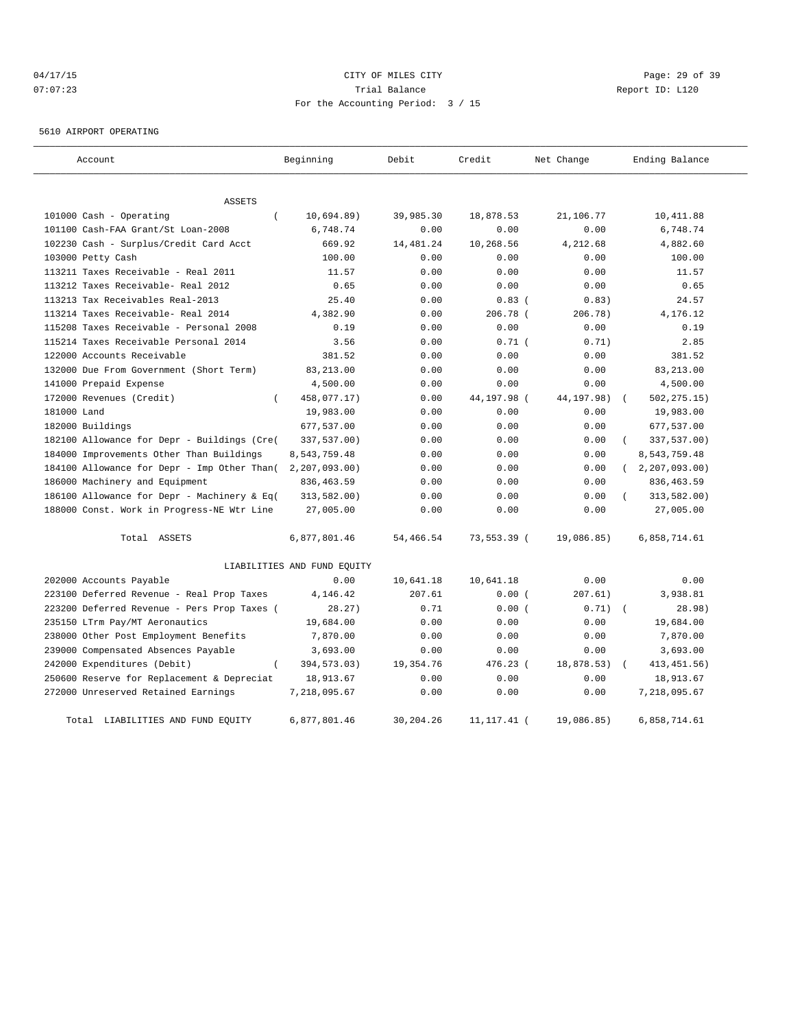CITY OF MILES CITY

Trial Balance

For the Accounting Period: 3 / 15

04/17/15 07:07:23 Report ID: L120

5610 AIRPORT OPERATING

| Account | Beginning | Debit | Credit | Net Change | Ending Balance |
|---|---|---|---|---|---|
| ASSETS | | | | | |
| 101000 Cash - Operating | ( 10,694.89) | 39,985.30 | 18,878.53 | 21,106.77 | 10,411.88 |
| 101100 Cash-FAA Grant/St Loan-2008 | 6,748.74 | 0.00 | 0.00 | 0.00 | 6,748.74 |
| 102230 Cash - Surplus/Credit Card Acct | 669.92 | 14,481.24 | 10,268.56 | 4,212.68 | 4,882.60 |
| 103000 Petty Cash | 100.00 | 0.00 | 0.00 | 0.00 | 100.00 |
| 113211 Taxes Receivable - Real 2011 | 11.57 | 0.00 | 0.00 | 0.00 | 11.57 |
| 113212 Taxes Receivable- Real 2012 | 0.65 | 0.00 | 0.00 | 0.00 | 0.65 |
| 113213 Tax Receivables Real-2013 | 25.40 | 0.00 | 0.83 | ( 0.83) | 24.57 |
| 113214 Taxes Receivable- Real 2014 | 4,382.90 | 0.00 | 206.78 | ( 206.78) | 4,176.12 |
| 115208 Taxes Receivable - Personal 2008 | 0.19 | 0.00 | 0.00 | 0.00 | 0.19 |
| 115214 Taxes Receivable Personal 2014 | 3.56 | 0.00 | 0.71 | ( 0.71) | 2.85 |
| 122000 Accounts Receivable | 381.52 | 0.00 | 0.00 | 0.00 | 381.52 |
| 132000 Due From Government (Short Term) | 83,213.00 | 0.00 | 0.00 | 0.00 | 83,213.00 |
| 141000 Prepaid Expense | 4,500.00 | 0.00 | 0.00 | 0.00 | 4,500.00 |
| 172000 Revenues (Credit) | ( 458,077.17) | 0.00 | 44,197.98 | ( 44,197.98) | ( 502,275.15) |
| 181000 Land | 19,983.00 | 0.00 | 0.00 | 0.00 | 19,983.00 |
| 182000 Buildings | 677,537.00 | 0.00 | 0.00 | 0.00 | 677,537.00 |
| 182100 Allowance for Depr - Buildings (Cre( | 337,537.00) | 0.00 | 0.00 | 0.00 | ( 337,537.00) |
| 184000 Improvements Other Than Buildings | 8,543,759.48 | 0.00 | 0.00 | 0.00 | 8,543,759.48 |
| 184100 Allowance for Depr - Imp Other Than( | 2,207,093.00) | 0.00 | 0.00 | 0.00 | ( 2,207,093.00) |
| 186000 Machinery and Equipment | 836,463.59 | 0.00 | 0.00 | 0.00 | 836,463.59 |
| 186100 Allowance for Depr - Machinery & Eq( | 313,582.00) | 0.00 | 0.00 | 0.00 | ( 313,582.00) |
| 188000 Const. Work in Progress-NE Wtr Line | 27,005.00 | 0.00 | 0.00 | 0.00 | 27,005.00 |
| Total ASSETS | 6,877,801.46 | 54,466.54 | 73,553.39 | ( 19,086.85) | 6,858,714.61 |
| LIABILITIES AND FUND EQUITY | | | | | |
| 202000 Accounts Payable | 0.00 | 10,641.18 | 10,641.18 | 0.00 | 0.00 |
| 223100 Deferred Revenue - Real Prop Taxes | 4,146.42 | 207.61 | 0.00 | ( 207.61) | 3,938.81 |
| 223200 Deferred Revenue - Pers Prop Taxes ( | 28.27) | 0.71 | 0.00 | ( 0.71) | ( 28.98) |
| 235150 LTrm Pay/MT Aeronautics | 19,684.00 | 0.00 | 0.00 | 0.00 | 19,684.00 |
| 238000 Other Post Employment Benefits | 7,870.00 | 0.00 | 0.00 | 0.00 | 7,870.00 |
| 239000 Compensated Absences Payable | 3,693.00 | 0.00 | 0.00 | 0.00 | 3,693.00 |
| 242000 Expenditures (Debit) | ( 394,573.03) | 19,354.76 | 476.23 | ( 18,878.53) | ( 413,451.56) |
| 250600 Reserve for Replacement & Depreciat | 18,913.67 | 0.00 | 0.00 | 0.00 | 18,913.67 |
| 272000 Unreserved Retained Earnings | 7,218,095.67 | 0.00 | 0.00 | 0.00 | 7,218,095.67 |
| Total LIABILITIES AND FUND EQUITY | 6,877,801.46 | 30,204.26 | 11,117.41 | ( 19,086.85) | 6,858,714.61 |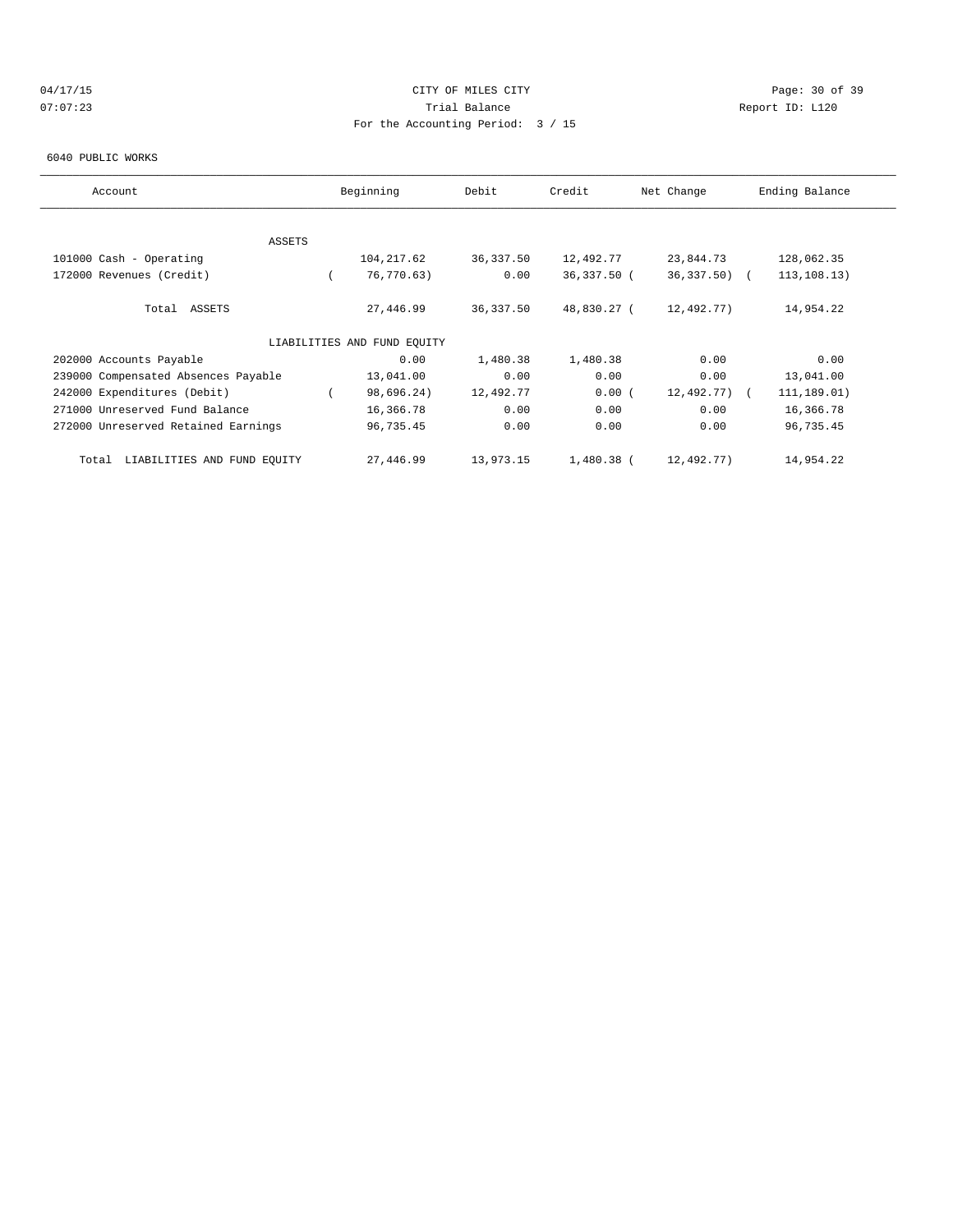04/17/15 CITY OF MILES CITY
07:07:23 Trial Balance Report ID: L120
For the Accounting Period: 3 / 15

6040 PUBLIC WORKS

| Account | Beginning | Debit | Credit | Net Change | Ending Balance |
|---|---|---|---|---|---|
| ASSETS | | | | | |
| 101000 Cash - Operating | 104,217.62 | 36,337.50 | 12,492.77 | 23,844.73 | 128,062.35 |
| 172000 Revenues (Credit) | ( 76,770.63) | 0.00 | 36,337.50 | ( 36,337.50) | ( 113,108.13) |
| Total ASSETS | 27,446.99 | 36,337.50 | 48,830.27 | ( 12,492.77) | 14,954.22 |
| LIABILITIES AND FUND EQUITY | | | | | |
| 202000 Accounts Payable | 0.00 | 1,480.38 | 1,480.38 | 0.00 | 0.00 |
| 239000 Compensated Absences Payable | 13,041.00 | 0.00 | 0.00 | 0.00 | 13,041.00 |
| 242000 Expenditures (Debit) | ( 98,696.24) | 12,492.77 | 0.00 | ( 12,492.77) | ( 111,189.01) |
| 271000 Unreserved Fund Balance | 16,366.78 | 0.00 | 0.00 | 0.00 | 16,366.78 |
| 272000 Unreserved Retained Earnings | 96,735.45 | 0.00 | 0.00 | 0.00 | 96,735.45 |
| Total LIABILITIES AND FUND EQUITY | 27,446.99 | 13,973.15 | 1,480.38 | ( 12,492.77) | 14,954.22 |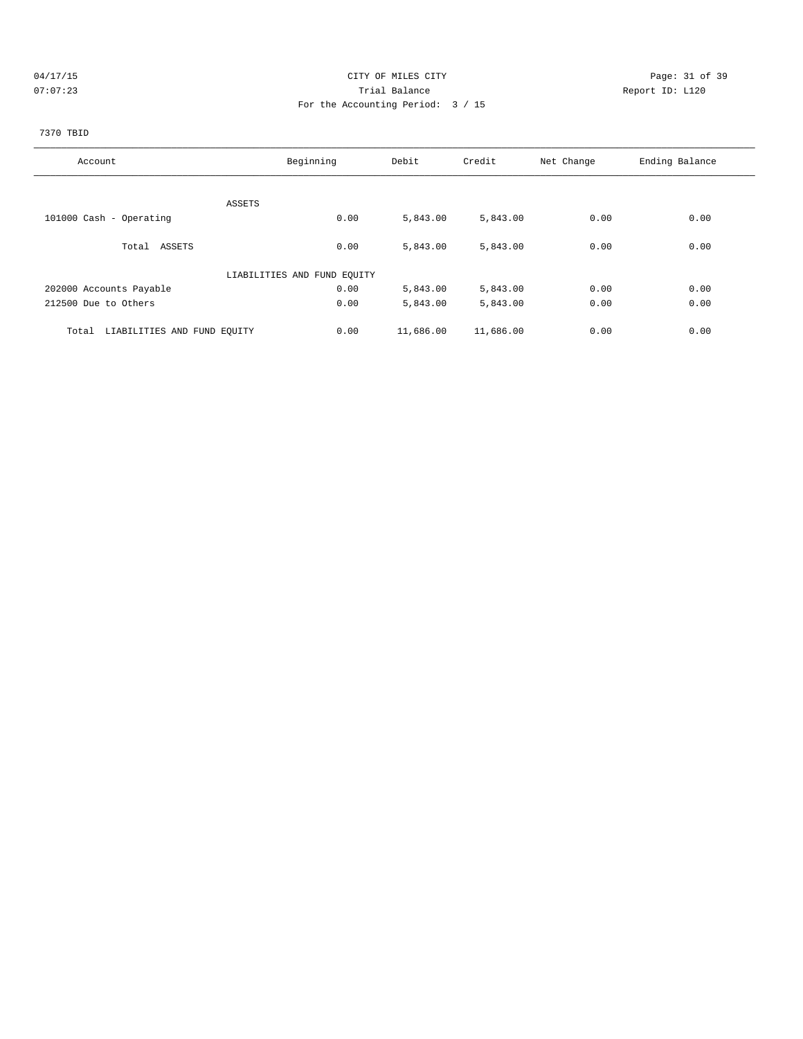CITY OF MILES CITY
Trial Balance
Report ID: L120
For the Accounting Period: 3 / 15

7370 TBID

| Account | Beginning | Debit | Credit | Net Change | Ending Balance |
|---|---|---|---|---|---|
| ASSETS | | | | | |
| 101000 Cash - Operating | 0.00 | 5,843.00 | 5,843.00 | 0.00 | 0.00 |
| Total ASSETS | 0.00 | 5,843.00 | 5,843.00 | 0.00 | 0.00 |
| LIABILITIES AND FUND EQUITY | | | | | |
| 202000 Accounts Payable | 0.00 | 5,843.00 | 5,843.00 | 0.00 | 0.00 |
| 212500 Due to Others | 0.00 | 5,843.00 | 5,843.00 | 0.00 | 0.00 |
| Total LIABILITIES AND FUND EQUITY | 0.00 | 11,686.00 | 11,686.00 | 0.00 | 0.00 |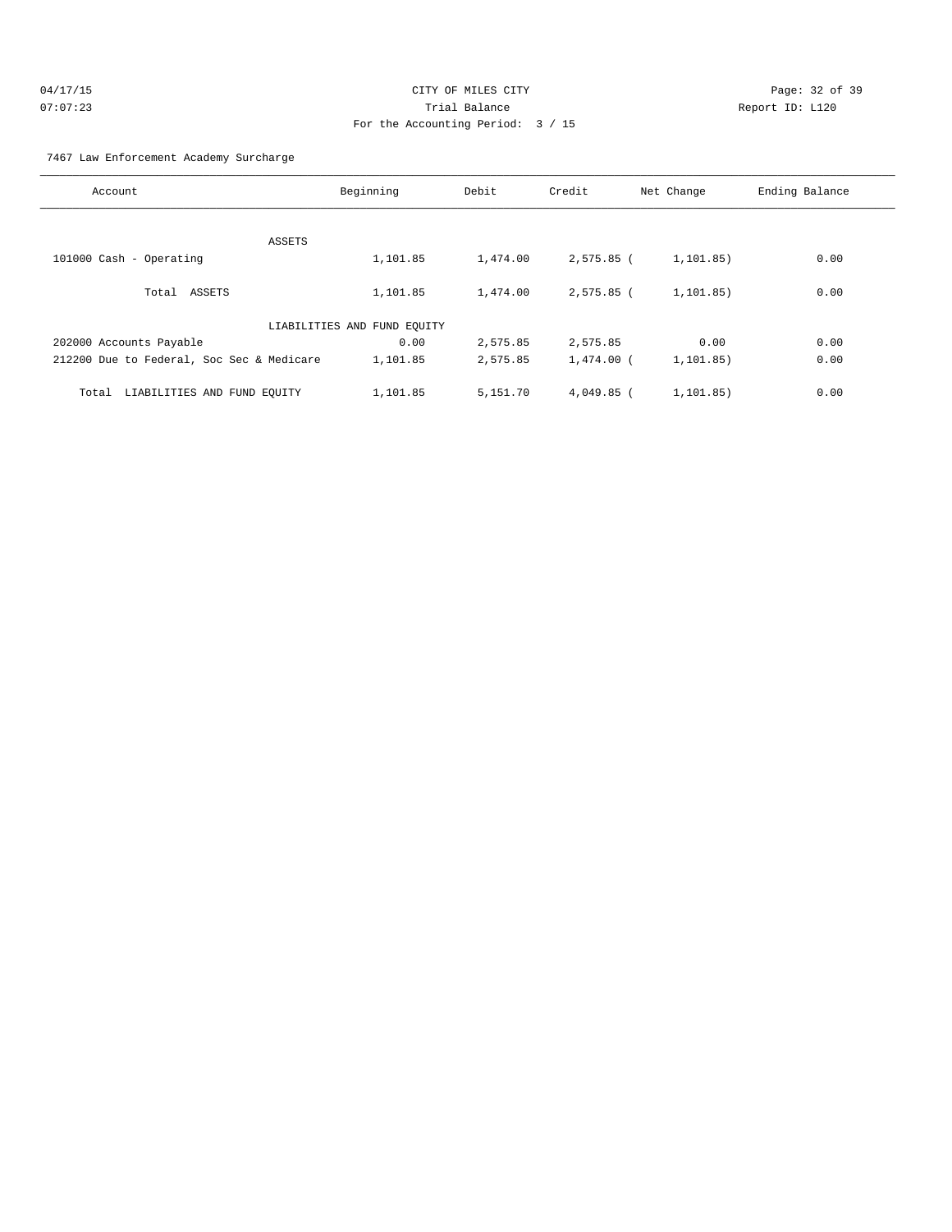CITY OF MILES CITY
Trial Balance
For the Accounting Period: 3 / 15

04/17/15
07:07:23

Report ID: L120

7467 Law Enforcement Academy Surcharge

| Account | Beginning | Debit | Credit | Net Change | Ending Balance |
|---|---|---|---|---|---|
| ASSETS | | | | | |
| 101000 Cash - Operating | 1,101.85 | 1,474.00 | 2,575.85 | ( 1,101.85) | 0.00 |
| Total ASSETS | 1,101.85 | 1,474.00 | 2,575.85 | ( 1,101.85) | 0.00 |
| LIABILITIES AND FUND EQUITY | | | | | |
| 202000 Accounts Payable | 0.00 | 2,575.85 | 2,575.85 | 0.00 | 0.00 |
| 212200 Due to Federal, Soc Sec & Medicare | 1,101.85 | 2,575.85 | 1,474.00 | ( 1,101.85) | 0.00 |
| Total LIABILITIES AND FUND EQUITY | 1,101.85 | 5,151.70 | 4,049.85 | ( 1,101.85) | 0.00 |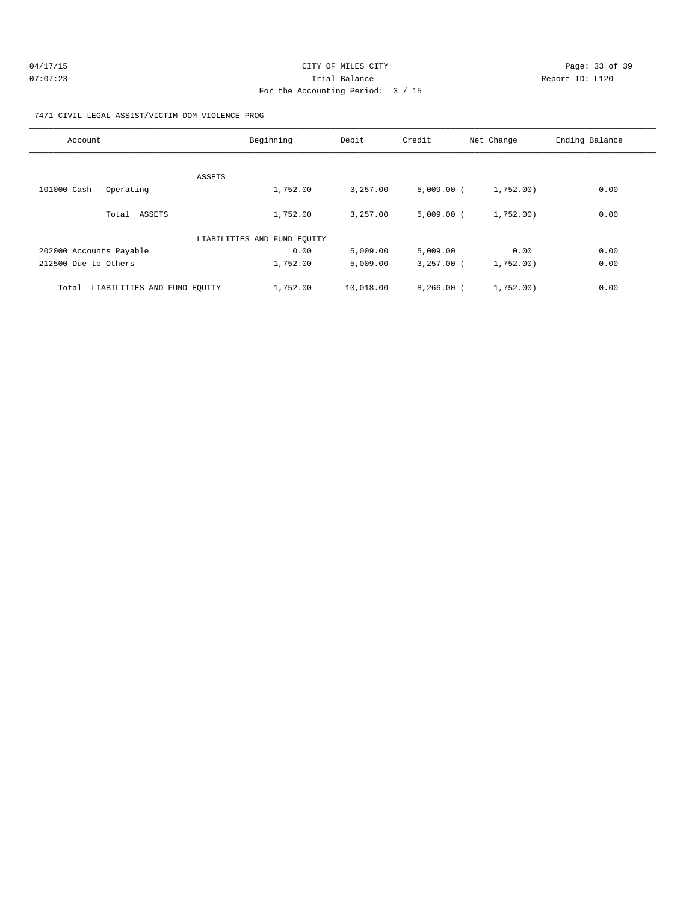CITY OF MILES CITY
Trial Balance
For the Accounting Period: 3 / 15

04/17/15
07:07:23

Report ID: L120

7471 CIVIL LEGAL ASSIST/VICTIM DOM VIOLENCE PROG

| Account | Beginning | Debit | Credit | Net Change | Ending Balance |
|---|---|---|---|---|---|
| ASSETS | | | | | |
| 101000 Cash - Operating | 1,752.00 | 3,257.00 | 5,009.00 | ( 1,752.00) | 0.00 |
| Total ASSETS | 1,752.00 | 3,257.00 | 5,009.00 | ( 1,752.00) | 0.00 |
| LIABILITIES AND FUND EQUITY | | | | | |
| 202000 Accounts Payable | 0.00 | 5,009.00 | 5,009.00 | 0.00 | 0.00 |
| 212500 Due to Others | 1,752.00 | 5,009.00 | 3,257.00 | ( 1,752.00) | 0.00 |
| Total LIABILITIES AND FUND EQUITY | 1,752.00 | 10,018.00 | 8,266.00 | ( 1,752.00) | 0.00 |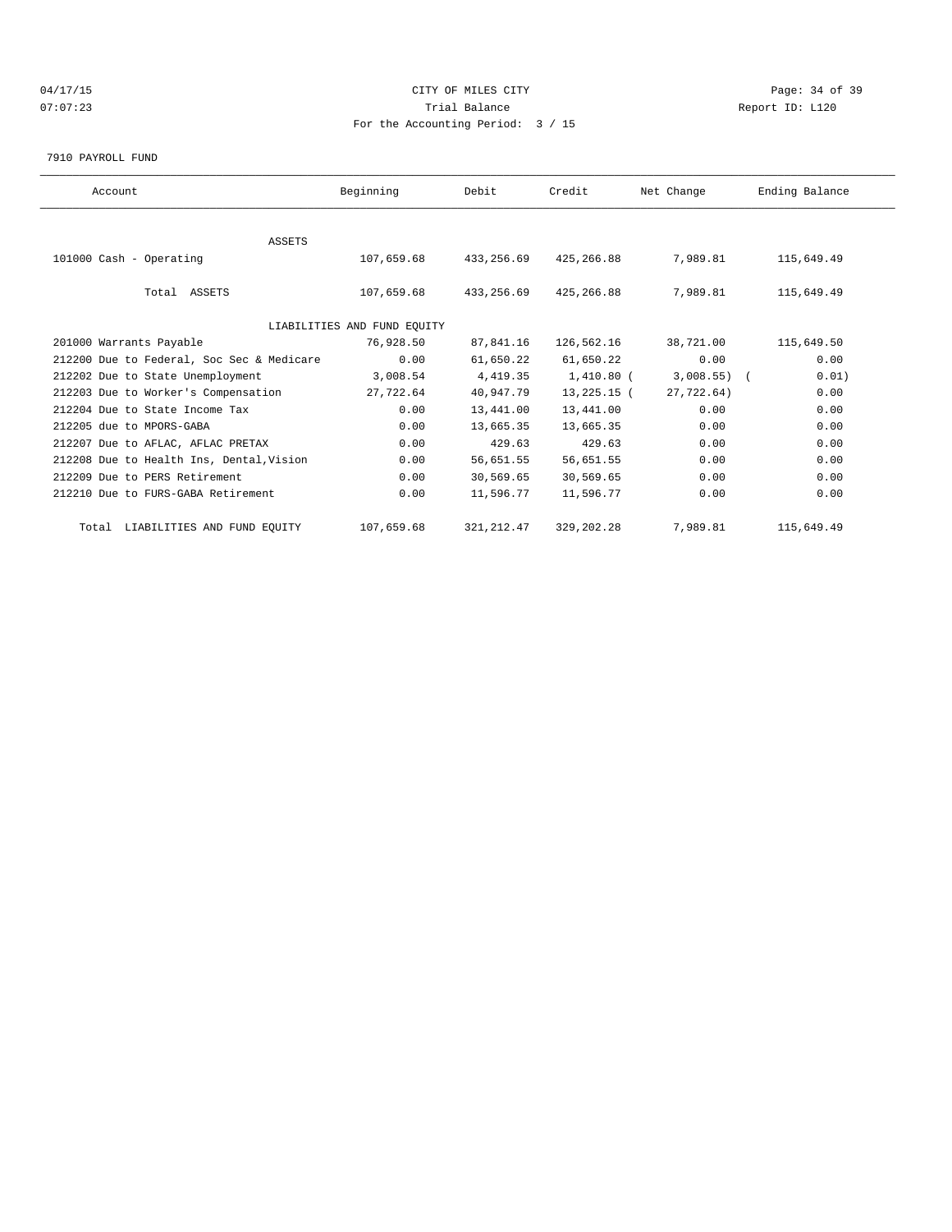CITY OF MILES CITY

Trial Balance

For the Accounting Period: 3 / 15

04/17/15
07:07:23

Report ID: L120

7910 PAYROLL FUND

| Account | Beginning | Debit | Credit | Net Change | Ending Balance |
|---|---|---|---|---|---|
| ASSETS | | | | | |
| 101000 Cash - Operating | 107,659.68 | 433,256.69 | 425,266.88 | 7,989.81 | 115,649.49 |
| Total ASSETS | 107,659.68 | 433,256.69 | 425,266.88 | 7,989.81 | 115,649.49 |
| LIABILITIES AND FUND EQUITY | | | | | |
| 201000 Warrants Payable | 76,928.50 | 87,841.16 | 126,562.16 | 38,721.00 | 115,649.50 |
| 212200 Due to Federal, Soc Sec & Medicare | 0.00 | 61,650.22 | 61,650.22 | 0.00 | 0.00 |
| 212202 Due to State Unemployment | 3,008.54 | 4,419.35 | 1,410.80 | (3,008.55) | (0.01) |
| 212203 Due to Worker's Compensation | 27,722.64 | 40,947.79 | 13,225.15 | (27,722.64) | 0.00 |
| 212204 Due to State Income Tax | 0.00 | 13,441.00 | 13,441.00 | 0.00 | 0.00 |
| 212205 due to MPORS-GABA | 0.00 | 13,665.35 | 13,665.35 | 0.00 | 0.00 |
| 212207 Due to AFLAC, AFLAC PRETAX | 0.00 | 429.63 | 429.63 | 0.00 | 0.00 |
| 212208 Due to Health Ins, Dental,Vision | 0.00 | 56,651.55 | 56,651.55 | 0.00 | 0.00 |
| 212209 Due to PERS Retirement | 0.00 | 30,569.65 | 30,569.65 | 0.00 | 0.00 |
| 212210 Due to FURS-GABA Retirement | 0.00 | 11,596.77 | 11,596.77 | 0.00 | 0.00 |
| Total LIABILITIES AND FUND EQUITY | 107,659.68 | 321,212.47 | 329,202.28 | 7,989.81 | 115,649.49 |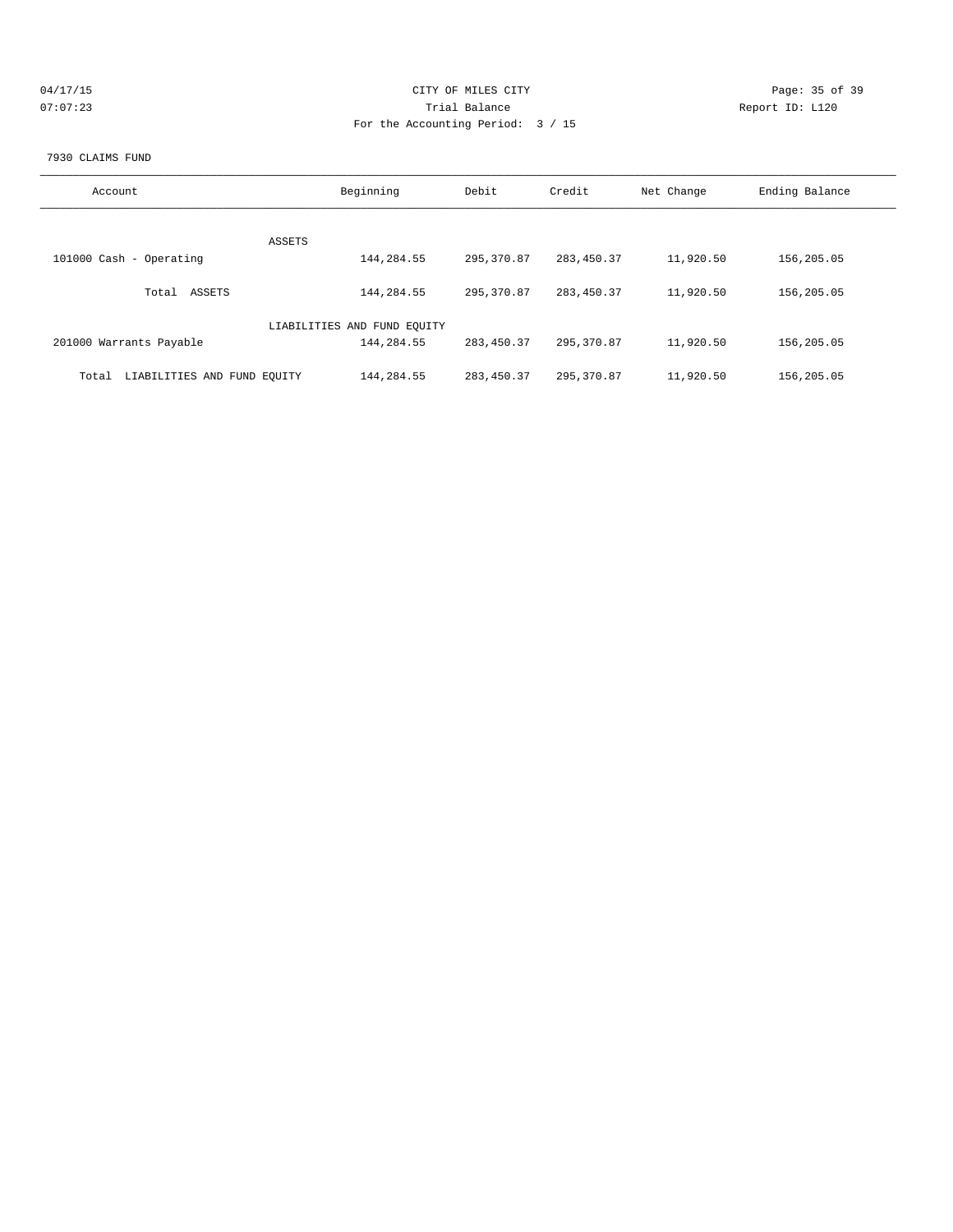CITY OF MILES CITY

Trial Balance

For the Accounting Period: 3 / 15

04/17/15
07:07:23

Report ID: L120

7930 CLAIMS FUND

| Account | Beginning | Debit | Credit | Net Change | Ending Balance |
|---|---|---|---|---|---|
| ASSETS | | | | | |
| 101000 Cash - Operating | 144,284.55 | 295,370.87 | 283,450.37 | 11,920.50 | 156,205.05 |
| Total ASSETS | 144,284.55 | 295,370.87 | 283,450.37 | 11,920.50 | 156,205.05 |
| LIABILITIES AND FUND EQUITY | | | | | |
| 201000 Warrants Payable | 144,284.55 | 283,450.37 | 295,370.87 | 11,920.50 | 156,205.05 |
| Total LIABILITIES AND FUND EQUITY | 144,284.55 | 283,450.37 | 295,370.87 | 11,920.50 | 156,205.05 |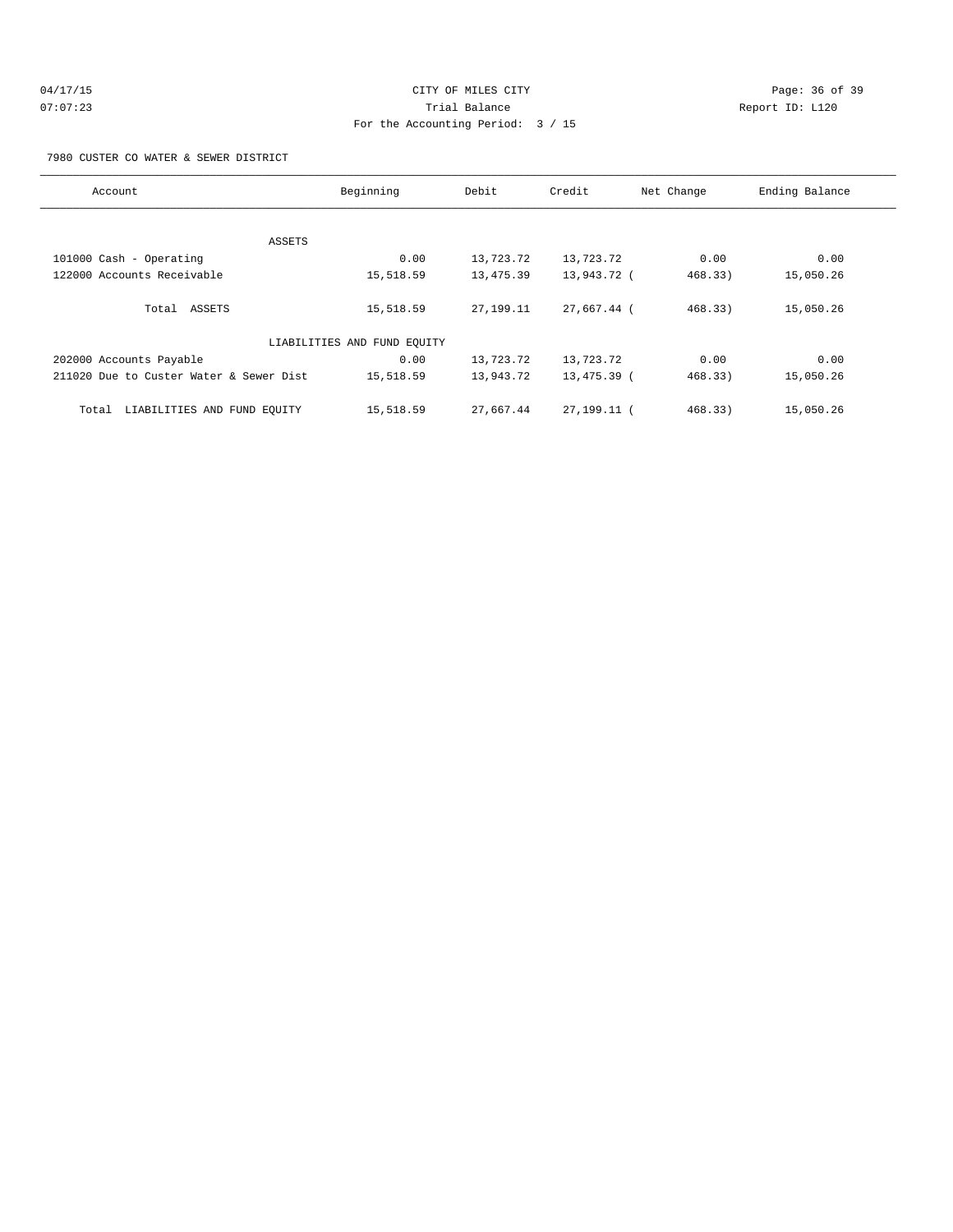CITY OF MILES CITY

Trial Balance

For the Accounting Period: 3 / 15

04/17/15 07:07:23 Report ID: L120

7980 CUSTER CO WATER & SEWER DISTRICT

| Account | Beginning | Debit | Credit | Net Change | Ending Balance |
|---|---|---|---|---|---|
| ASSETS | | | | | |
| 101000 Cash - Operating | 0.00 | 13,723.72 | 13,723.72 | 0.00 | 0.00 |
| 122000 Accounts Receivable | 15,518.59 | 13,475.39 | 13,943.72 | ( 468.33) | 15,050.26 |
| Total ASSETS | 15,518.59 | 27,199.11 | 27,667.44 | ( 468.33) | 15,050.26 |
| LIABILITIES AND FUND EQUITY | | | | | |
| 202000 Accounts Payable | 0.00 | 13,723.72 | 13,723.72 | 0.00 | 0.00 |
| 211020 Due to Custer Water & Sewer Dist | 15,518.59 | 13,943.72 | 13,475.39 | ( 468.33) | 15,050.26 |
| Total LIABILITIES AND FUND EQUITY | 15,518.59 | 27,667.44 | 27,199.11 | ( 468.33) | 15,050.26 |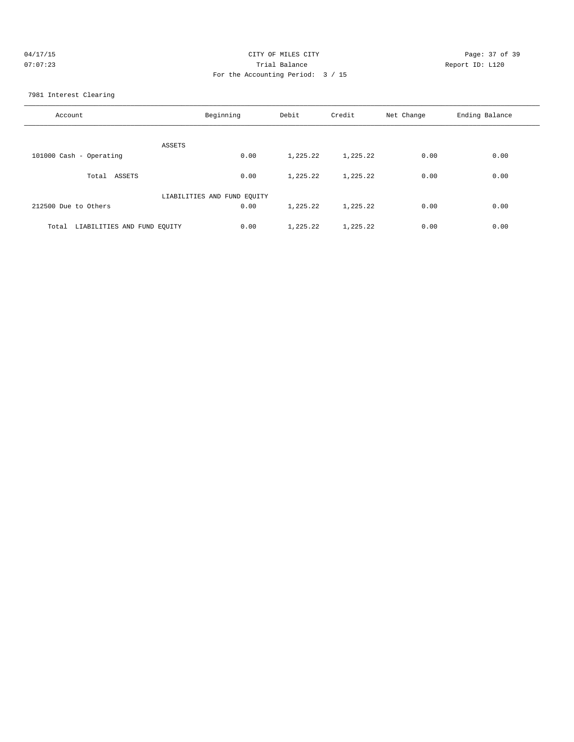CITY OF MILES CITY

Trial Balance

For the Accounting Period: 3 / 15

04/17/15 07:07:23 — Report ID: L120

7981 Interest Clearing

| Account | Beginning | Debit | Credit | Net Change | Ending Balance |
|---|---|---|---|---|---|
| ASSETS | | | | | |
| 101000 Cash - Operating | 0.00 | 1,225.22 | 1,225.22 | 0.00 | 0.00 |
| Total ASSETS | 0.00 | 1,225.22 | 1,225.22 | 0.00 | 0.00 |
| LIABILITIES AND FUND EQUITY | | | | | |
| 212500 Due to Others | 0.00 | 1,225.22 | 1,225.22 | 0.00 | 0.00 |
| Total LIABILITIES AND FUND EQUITY | 0.00 | 1,225.22 | 1,225.22 | 0.00 | 0.00 |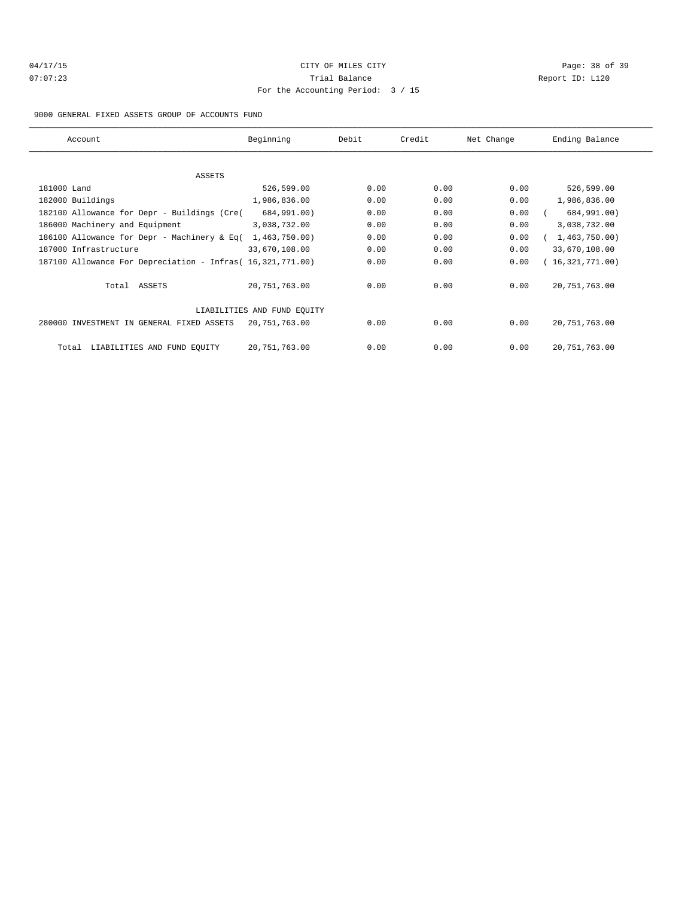CITY OF MILES CITY

Trial Balance

For the Accounting Period: 3 / 15

04/17/15 07:07:23 Report ID: L120

9000 GENERAL FIXED ASSETS GROUP OF ACCOUNTS FUND

| Account | Beginning | Debit | Credit | Net Change | Ending Balance |
|---|---|---|---|---|---|
| ASSETS | | | | | |
| 181000 Land | 526,599.00 | 0.00 | 0.00 | 0.00 | 526,599.00 |
| 182000 Buildings | 1,986,836.00 | 0.00 | 0.00 | 0.00 | 1,986,836.00 |
| 182100 Allowance for Depr - Buildings (Cre( | 684,991.00) | 0.00 | 0.00 | 0.00 | ( 684,991.00) |
| 186000 Machinery and Equipment | 3,038,732.00 | 0.00 | 0.00 | 0.00 | 3,038,732.00 |
| 186100 Allowance for Depr - Machinery & Eq( | 1,463,750.00) | 0.00 | 0.00 | 0.00 | ( 1,463,750.00) |
| 187000 Infrastructure | 33,670,108.00 | 0.00 | 0.00 | 0.00 | 33,670,108.00 |
| 187100 Allowance For Depreciation - Infras( | 16,321,771.00) | 0.00 | 0.00 | 0.00 | ( 16,321,771.00) |
| Total ASSETS | 20,751,763.00 | 0.00 | 0.00 | 0.00 | 20,751,763.00 |
| LIABILITIES AND FUND EQUITY | | | | | |
| 280000 INVESTMENT IN GENERAL FIXED ASSETS | 20,751,763.00 | 0.00 | 0.00 | 0.00 | 20,751,763.00 |
| Total LIABILITIES AND FUND EQUITY | 20,751,763.00 | 0.00 | 0.00 | 0.00 | 20,751,763.00 |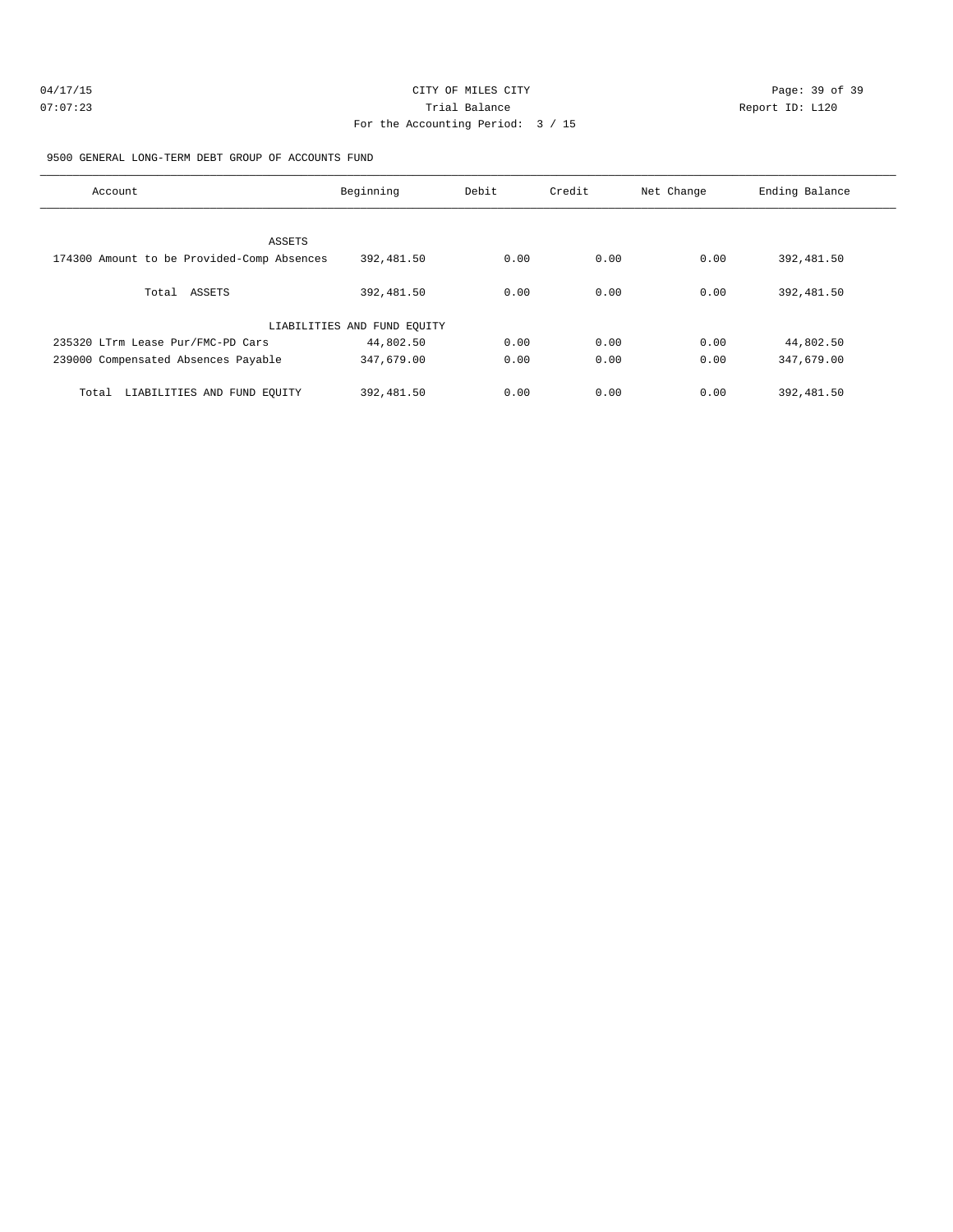04/17/15 CITY OF MILES CITY
07:07:23 Trial Balance Report ID: L120
For the Accounting Period: 3 / 15

9500 GENERAL LONG-TERM DEBT GROUP OF ACCOUNTS FUND

| Account | Beginning | Debit | Credit | Net Change | Ending Balance |
|---|---|---|---|---|---|
| ASSETS | | | | | |
| 174300 Amount to be Provided-Comp Absences | 392,481.50 | 0.00 | 0.00 | 0.00 | 392,481.50 |
| Total ASSETS | 392,481.50 | 0.00 | 0.00 | 0.00 | 392,481.50 |
| LIABILITIES AND FUND EQUITY | | | | | |
| 235320 LTrm Lease Pur/FMC-PD Cars | 44,802.50 | 0.00 | 0.00 | 0.00 | 44,802.50 |
| 239000 Compensated Absences Payable | 347,679.00 | 0.00 | 0.00 | 0.00 | 347,679.00 |
| Total LIABILITIES AND FUND EQUITY | 392,481.50 | 0.00 | 0.00 | 0.00 | 392,481.50 |